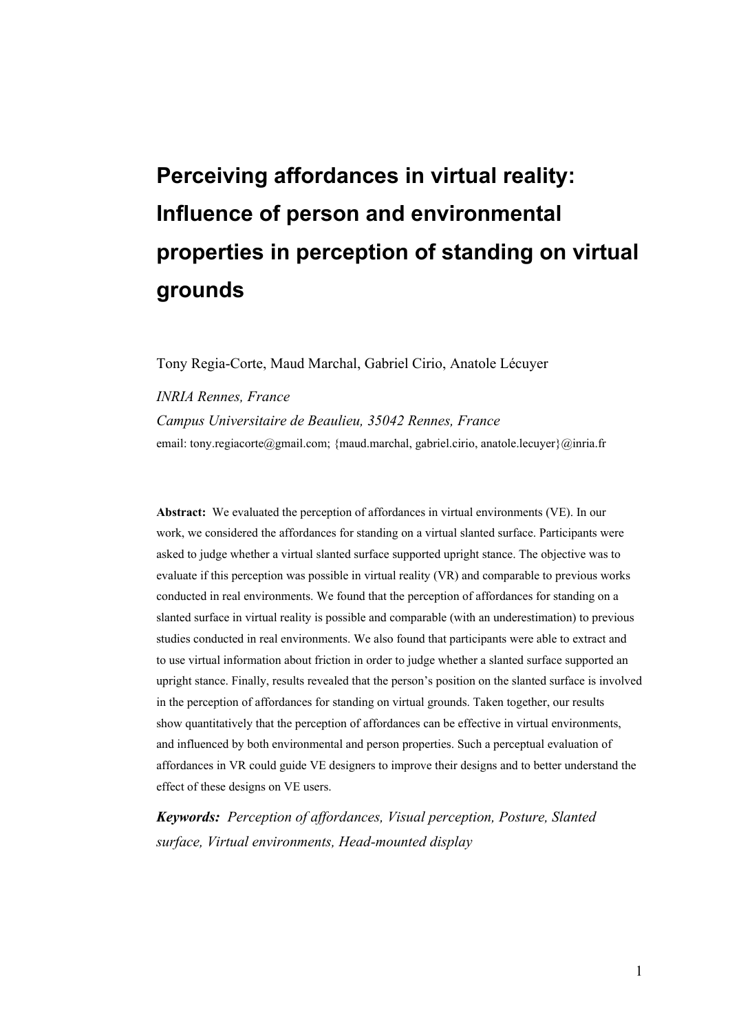# Perceiving affordances in virtual reality: Influence of person and environmental properties in perception of standing on virtual grounds

Tony Regia-Corte, Maud Marchal, Gabriel Cirio, Anatole Lécuyer

*INRIA Rennes, France*

*Campus Universitaire de Beaulieu, 35042 Rennes, France*

email: tony.regiacorte@gmail.com; {maud.marchal, gabriel.cirio, anatole.lecuyer}@inria.fr

**Abstract:** We evaluated the perception of affordances in virtual environments (VE). In our work, we considered the affordances for standing on a virtual slanted surface. Participants were asked to judge whether a virtual slanted surface supported upright stance. The objective was to evaluate if this perception was possible in virtual reality (VR) and comparable to previous works conducted in real environments. We found that the perception of affordances for standing on a slanted surface in virtual reality is possible and comparable (with an underestimation) to previous studies conducted in real environments. We also found that participants were able to extract and to use virtual information about friction in order to judge whether a slanted surface supported an upright stance. Finally, results revealed that the person's position on the slanted surface is involved in the perception of affordances for standing on virtual grounds. Taken together, our results show quantitatively that the perception of affordances can be effective in virtual environments, and influenced by both environmental and person properties. Such a perceptual evaluation of affordances in VR could guide VE designers to improve their designs and to better understand the effect of these designs on VE users.

***Keywords:*** *Perception of affordances, Visual perception, Posture, Slanted surface, Virtual environments, Head-mounted display*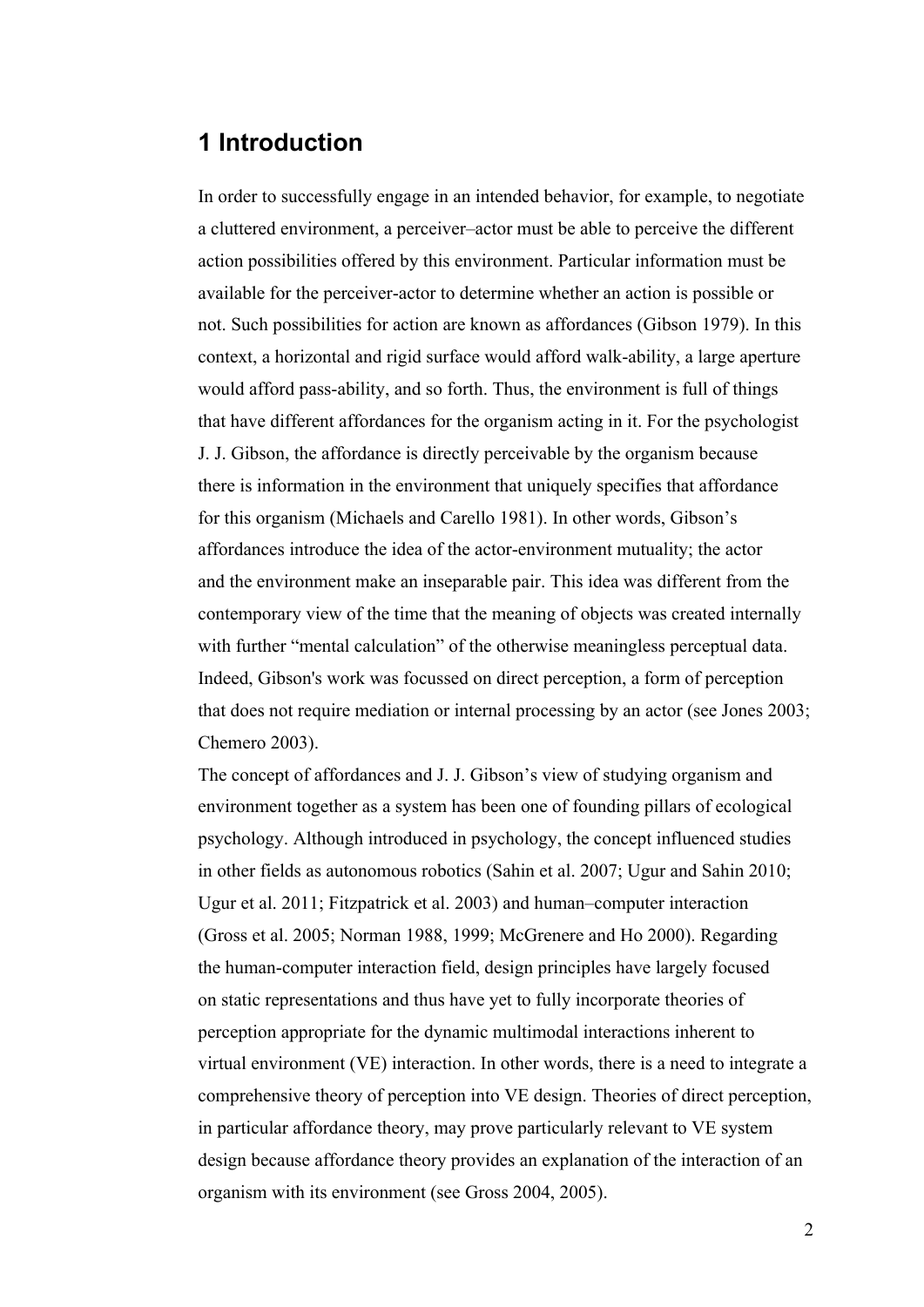# 1 Introduction

In order to successfully engage in an intended behavior, for example, to negotiate a cluttered environment, a perceiver–actor must be able to perceive the different action possibilities offered by this environment. Particular information must be available for the perceiver-actor to determine whether an action is possible or not. Such possibilities for action are known as affordances (Gibson 1979). In this context, a horizontal and rigid surface would afford walk-ability, a large aperture would afford pass-ability, and so forth. Thus, the environment is full of things that have different affordances for the organism acting in it. For the psychologist J. J. Gibson, the affordance is directly perceivable by the organism because there is information in the environment that uniquely specifies that affordance for this organism (Michaels and Carello 1981). In other words, Gibson's affordances introduce the idea of the actor-environment mutuality; the actor and the environment make an inseparable pair. This idea was different from the contemporary view of the time that the meaning of objects was created internally with further "mental calculation" of the otherwise meaningless perceptual data. Indeed, Gibson's work was focussed on direct perception, a form of perception that does not require mediation or internal processing by an actor (see Jones 2003; Chemero 2003).

The concept of affordances and J. J. Gibson's view of studying organism and environment together as a system has been one of founding pillars of ecological psychology. Although introduced in psychology, the concept influenced studies in other fields as autonomous robotics (Sahin et al. 2007; Ugur and Sahin 2010; Ugur et al. 2011; Fitzpatrick et al. 2003) and human–computer interaction (Gross et al. 2005; Norman 1988, 1999; McGrenere and Ho 2000). Regarding the human-computer interaction field, design principles have largely focused on static representations and thus have yet to fully incorporate theories of perception appropriate for the dynamic multimodal interactions inherent to virtual environment (VE) interaction. In other words, there is a need to integrate a comprehensive theory of perception into VE design. Theories of direct perception, in particular affordance theory, may prove particularly relevant to VE system design because affordance theory provides an explanation of the interaction of an organism with its environment (see Gross 2004, 2005).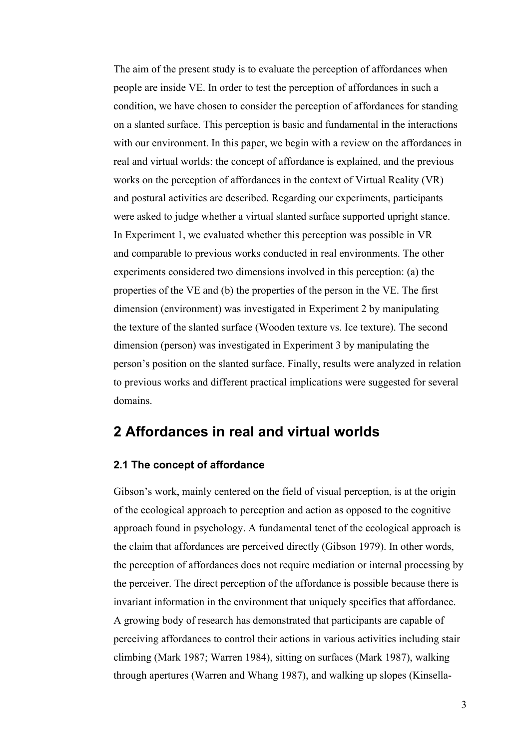The aim of the present study is to evaluate the perception of affordances when people are inside VE. In order to test the perception of affordances in such a condition, we have chosen to consider the perception of affordances for standing on a slanted surface. This perception is basic and fundamental in the interactions with our environment. In this paper, we begin with a review on the affordances in real and virtual worlds: the concept of affordance is explained, and the previous works on the perception of affordances in the context of Virtual Reality (VR) and postural activities are described. Regarding our experiments, participants were asked to judge whether a virtual slanted surface supported upright stance. In Experiment 1, we evaluated whether this perception was possible in VR and comparable to previous works conducted in real environments. The other experiments considered two dimensions involved in this perception: (a) the properties of the VE and (b) the properties of the person in the VE. The first dimension (environment) was investigated in Experiment 2 by manipulating the texture of the slanted surface (Wooden texture vs. Ice texture). The second dimension (person) was investigated in Experiment 3 by manipulating the person's position on the slanted surface. Finally, results were analyzed in relation to previous works and different practical implications were suggested for several domains.

## 2 Affordances in real and virtual worlds

### 2.1 The concept of affordance

Gibson's work, mainly centered on the field of visual perception, is at the origin of the ecological approach to perception and action as opposed to the cognitive approach found in psychology. A fundamental tenet of the ecological approach is the claim that affordances are perceived directly (Gibson 1979). In other words, the perception of affordances does not require mediation or internal processing by the perceiver. The direct perception of the affordance is possible because there is invariant information in the environment that uniquely specifies that affordance. A growing body of research has demonstrated that participants are capable of perceiving affordances to control their actions in various activities including stair climbing (Mark 1987; Warren 1984), sitting on surfaces (Mark 1987), walking through apertures (Warren and Whang 1987), and walking up slopes (Kinsella-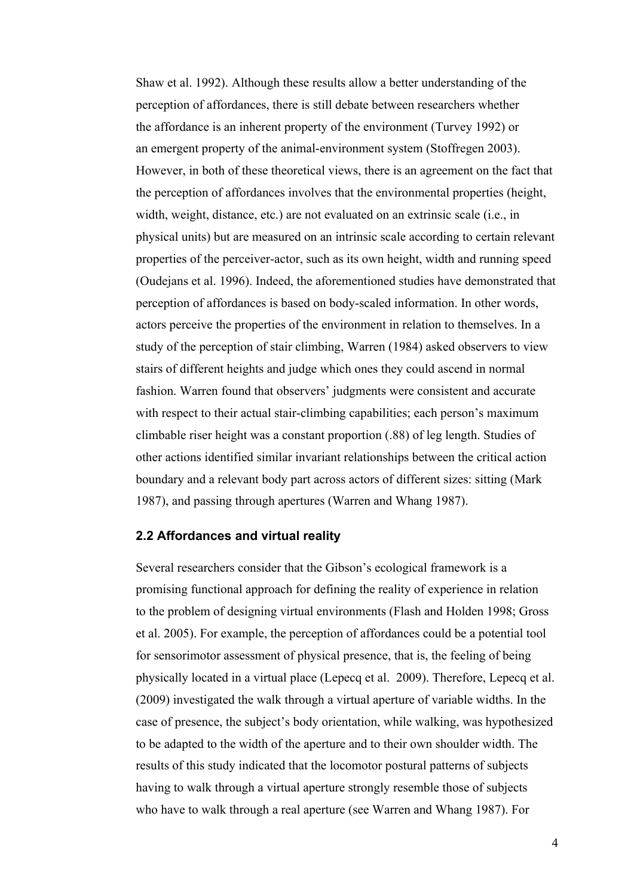Shaw et al. 1992). Although these results allow a better understanding of the perception of affordances, there is still debate between researchers whether the affordance is an inherent property of the environment (Turvey 1992) or an emergent property of the animal-environment system (Stoffregen 2003). However, in both of these theoretical views, there is an agreement on the fact that the perception of affordances involves that the environmental properties (height, width, weight, distance, etc.) are not evaluated on an extrinsic scale (i.e., in physical units) but are measured on an intrinsic scale according to certain relevant properties of the perceiver-actor, such as its own height, width and running speed (Oudejans et al. 1996). Indeed, the aforementioned studies have demonstrated that perception of affordances is based on body-scaled information. In other words, actors perceive the properties of the environment in relation to themselves. In a study of the perception of stair climbing, Warren (1984) asked observers to view stairs of different heights and judge which ones they could ascend in normal fashion. Warren found that observers' judgments were consistent and accurate with respect to their actual stair-climbing capabilities; each person's maximum climbable riser height was a constant proportion (.88) of leg length. Studies of other actions identified similar invariant relationships between the critical action boundary and a relevant body part across actors of different sizes: sitting (Mark 1987), and passing through apertures (Warren and Whang 1987).

### 2.2 Affordances and virtual reality

Several researchers consider that the Gibson's ecological framework is a promising functional approach for defining the reality of experience in relation to the problem of designing virtual environments (Flash and Holden 1998; Gross et al. 2005). For example, the perception of affordances could be a potential tool for sensorimotor assessment of physical presence, that is, the feeling of being physically located in a virtual place (Lepecq et al. 2009). Therefore, Lepecq et al. (2009) investigated the walk through a virtual aperture of variable widths. In the case of presence, the subject's body orientation, while walking, was hypothesized to be adapted to the width of the aperture and to their own shoulder width. The results of this study indicated that the locomotor postural patterns of subjects having to walk through a virtual aperture strongly resemble those of subjects who have to walk through a real aperture (see Warren and Whang 1987). For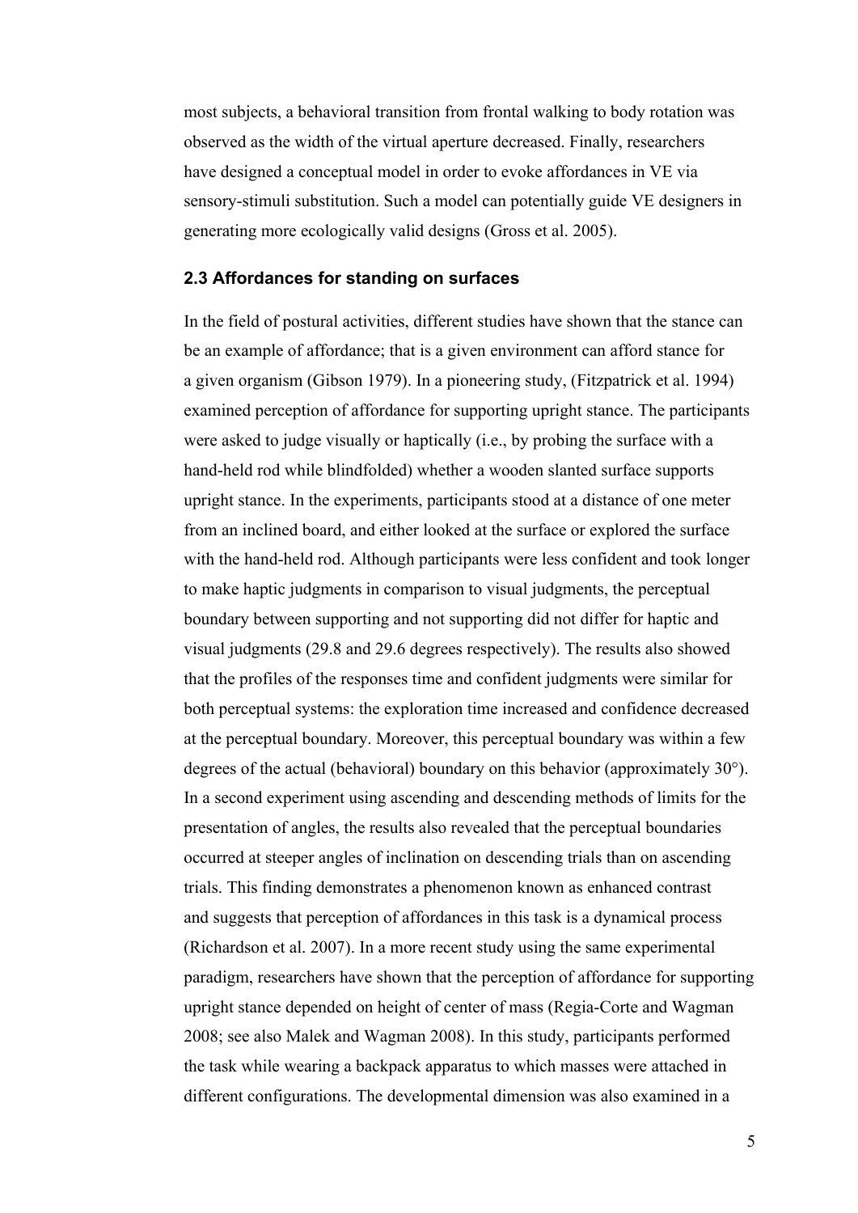most subjects, a behavioral transition from frontal walking to body rotation was observed as the width of the virtual aperture decreased. Finally, researchers have designed a conceptual model in order to evoke affordances in VE via sensory-stimuli substitution. Such a model can potentially guide VE designers in generating more ecologically valid designs (Gross et al. 2005).

### 2.3 Affordances for standing on surfaces

In the field of postural activities, different studies have shown that the stance can be an example of affordance; that is a given environment can afford stance for a given organism (Gibson 1979). In a pioneering study, (Fitzpatrick et al. 1994) examined perception of affordance for supporting upright stance. The participants were asked to judge visually or haptically (i.e., by probing the surface with a hand-held rod while blindfolded) whether a wooden slanted surface supports upright stance. In the experiments, participants stood at a distance of one meter from an inclined board, and either looked at the surface or explored the surface with the hand-held rod. Although participants were less confident and took longer to make haptic judgments in comparison to visual judgments, the perceptual boundary between supporting and not supporting did not differ for haptic and visual judgments (29.8 and 29.6 degrees respectively). The results also showed that the profiles of the responses time and confident judgments were similar for both perceptual systems: the exploration time increased and confidence decreased at the perceptual boundary. Moreover, this perceptual boundary was within a few degrees of the actual (behavioral) boundary on this behavior (approximately 30°). In a second experiment using ascending and descending methods of limits for the presentation of angles, the results also revealed that the perceptual boundaries occurred at steeper angles of inclination on descending trials than on ascending trials. This finding demonstrates a phenomenon known as enhanced contrast and suggests that perception of affordances in this task is a dynamical process (Richardson et al. 2007). In a more recent study using the same experimental paradigm, researchers have shown that the perception of affordance for supporting upright stance depended on height of center of mass (Regia-Corte and Wagman 2008; see also Malek and Wagman 2008). In this study, participants performed the task while wearing a backpack apparatus to which masses were attached in different configurations. The developmental dimension was also examined in a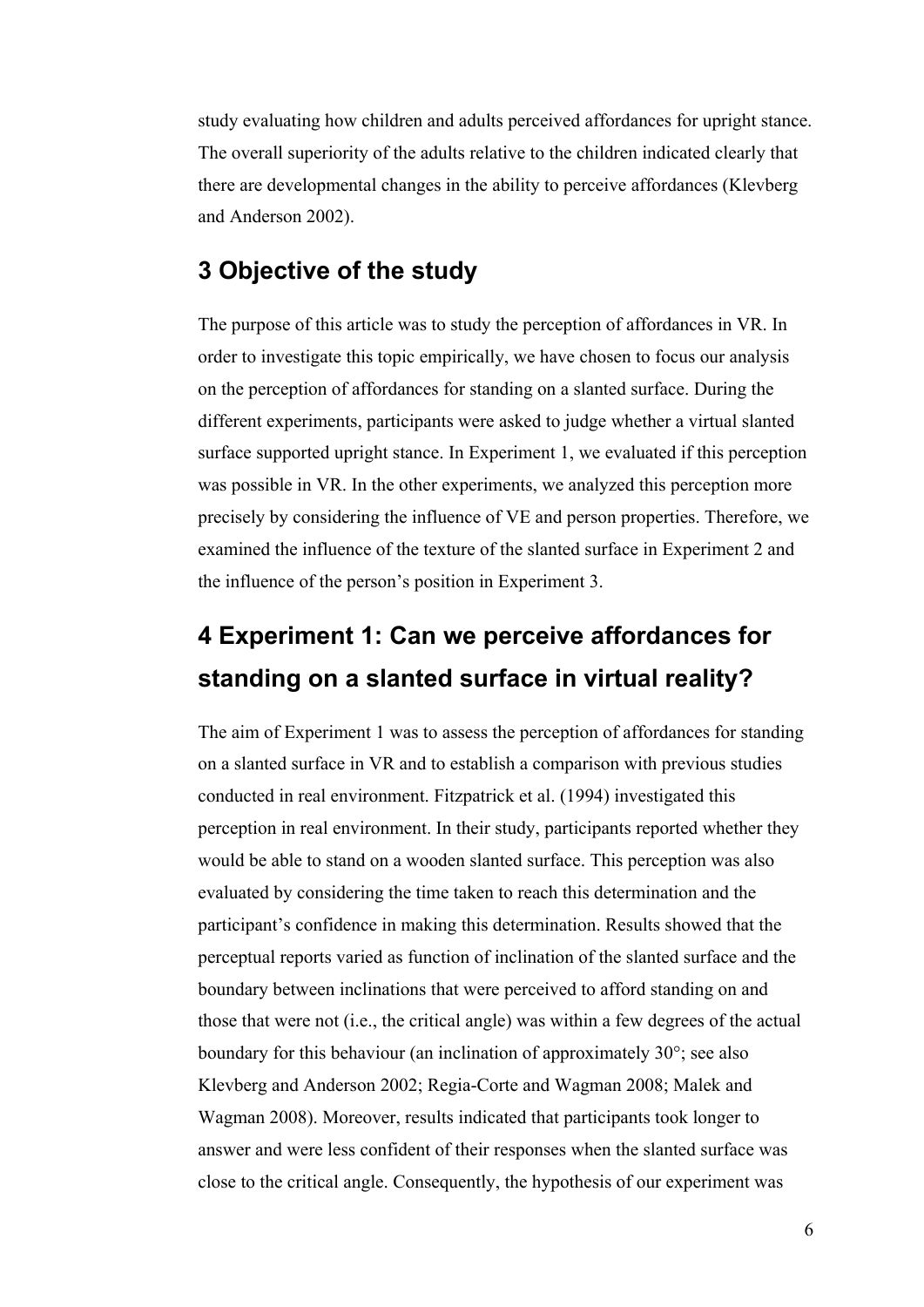study evaluating how children and adults perceived affordances for upright stance. The overall superiority of the adults relative to the children indicated clearly that there are developmental changes in the ability to perceive affordances (Klevberg and Anderson 2002).

## 3 Objective of the study

The purpose of this article was to study the perception of affordances in VR. In order to investigate this topic empirically, we have chosen to focus our analysis on the perception of affordances for standing on a slanted surface. During the different experiments, participants were asked to judge whether a virtual slanted surface supported upright stance. In Experiment 1, we evaluated if this perception was possible in VR. In the other experiments, we analyzed this perception more precisely by considering the influence of VE and person properties. Therefore, we examined the influence of the texture of the slanted surface in Experiment 2 and the influence of the person's position in Experiment 3.

## 4 Experiment 1: Can we perceive affordances for standing on a slanted surface in virtual reality?

The aim of Experiment 1 was to assess the perception of affordances for standing on a slanted surface in VR and to establish a comparison with previous studies conducted in real environment. Fitzpatrick et al. (1994) investigated this perception in real environment. In their study, participants reported whether they would be able to stand on a wooden slanted surface. This perception was also evaluated by considering the time taken to reach this determination and the participant's confidence in making this determination. Results showed that the perceptual reports varied as function of inclination of the slanted surface and the boundary between inclinations that were perceived to afford standing on and those that were not (i.e., the critical angle) was within a few degrees of the actual boundary for this behaviour (an inclination of approximately 30°; see also Klevberg and Anderson 2002; Regia-Corte and Wagman 2008; Malek and Wagman 2008). Moreover, results indicated that participants took longer to answer and were less confident of their responses when the slanted surface was close to the critical angle. Consequently, the hypothesis of our experiment was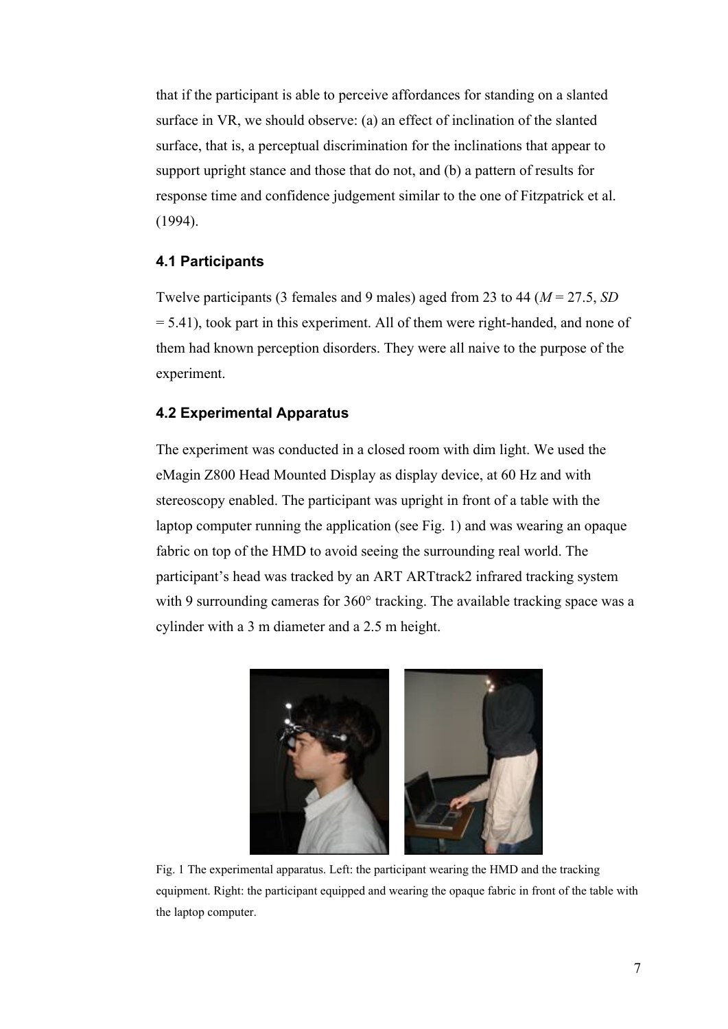that if the participant is able to perceive affordances for standing on a slanted surface in VR, we should observe: (a) an effect of inclination of the slanted surface, that is, a perceptual discrimination for the inclinations that appear to support upright stance and those that do not, and (b) a pattern of results for response time and confidence judgement similar to the one of Fitzpatrick et al. (1994).

### 4.1 Participants

Twelve participants (3 females and 9 males) aged from 23 to 44 ($M$ = 27.5, $SD$ = 5.41), took part in this experiment. All of them were right-handed, and none of them had known perception disorders. They were all naive to the purpose of the experiment.

### 4.2 Experimental Apparatus

The experiment was conducted in a closed room with dim light. We used the eMagin Z800 Head Mounted Display as display device, at 60 Hz and with stereoscopy enabled. The participant was upright in front of a table with the laptop computer running the application (see Fig. 1) and was wearing an opaque fabric on top of the HMD to avoid seeing the surrounding real world. The participant's head was tracked by an ART ARTtrack2 infrared tracking system with 9 surrounding cameras for 360° tracking. The available tracking space was a cylinder with a 3 m diameter and a 2.5 m height.

Fig. 1 The experimental apparatus. Left: the participant wearing the HMD and the tracking equipment. Right: the participant equipped and wearing the opaque fabric in front of the table with the laptop computer.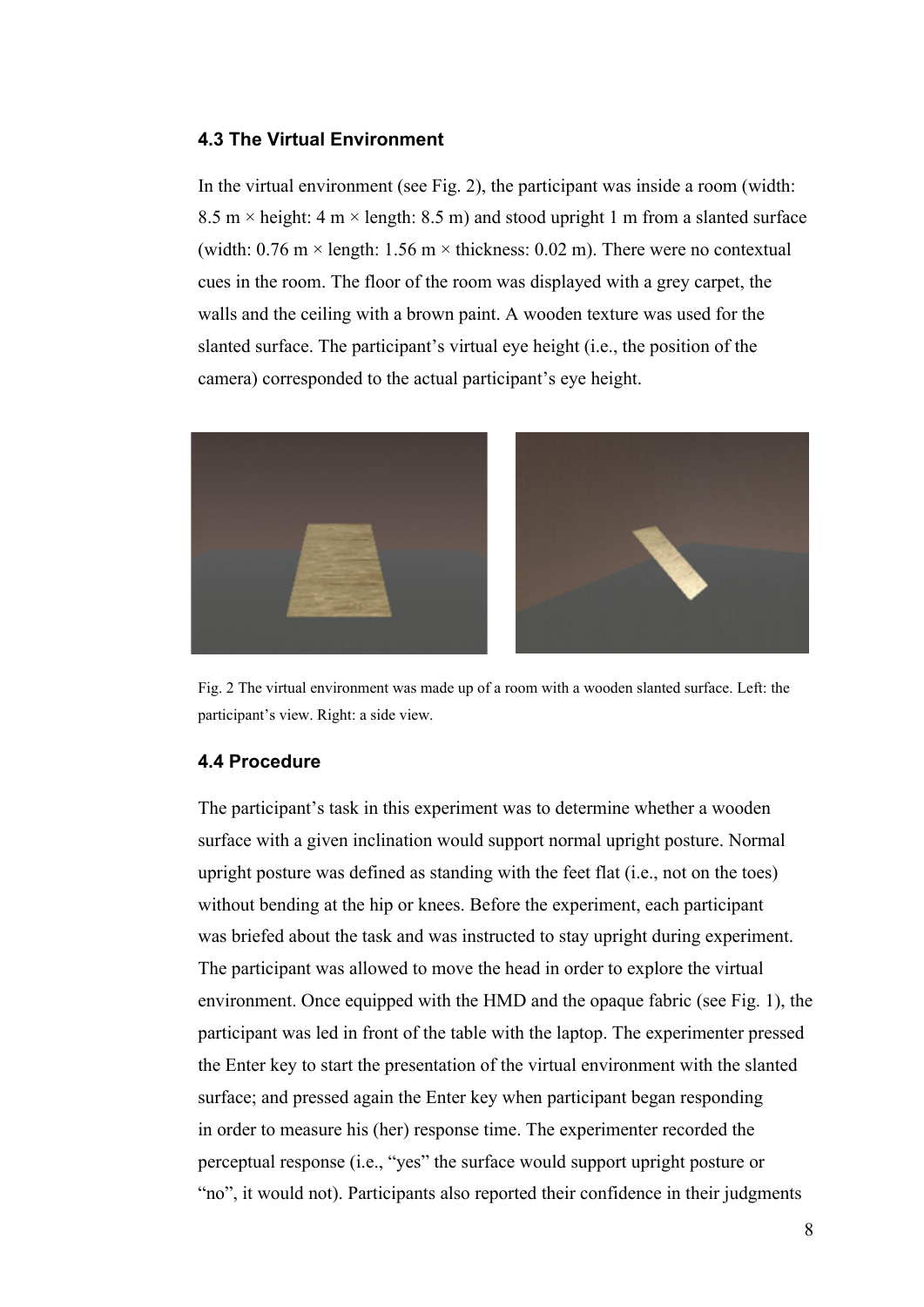### 4.3 The Virtual Environment

In the virtual environment (see Fig. 2), the participant was inside a room (width: 8.5 m × height: 4 m × length: 8.5 m) and stood upright 1 m from a slanted surface (width: 0.76 m × length: 1.56 m × thickness: 0.02 m). There were no contextual cues in the room. The floor of the room was displayed with a grey carpet, the walls and the ceiling with a brown paint. A wooden texture was used for the slanted surface. The participant's virtual eye height (i.e., the position of the camera) corresponded to the actual participant's eye height.

Fig. 2 The virtual environment was made up of a room with a wooden slanted surface. Left: the participant's view. Right: a side view.

### 4.4 Procedure

The participant's task in this experiment was to determine whether a wooden surface with a given inclination would support normal upright posture. Normal upright posture was defined as standing with the feet flat (i.e., not on the toes) without bending at the hip or knees. Before the experiment, each participant was briefed about the task and was instructed to stay upright during experiment. The participant was allowed to move the head in order to explore the virtual environment. Once equipped with the HMD and the opaque fabric (see Fig. 1), the participant was led in front of the table with the laptop. The experimenter pressed the Enter key to start the presentation of the virtual environment with the slanted surface; and pressed again the Enter key when participant began responding in order to measure his (her) response time. The experimenter recorded the perceptual response (i.e., "yes" the surface would support upright posture or "no", it would not). Participants also reported their confidence in their judgments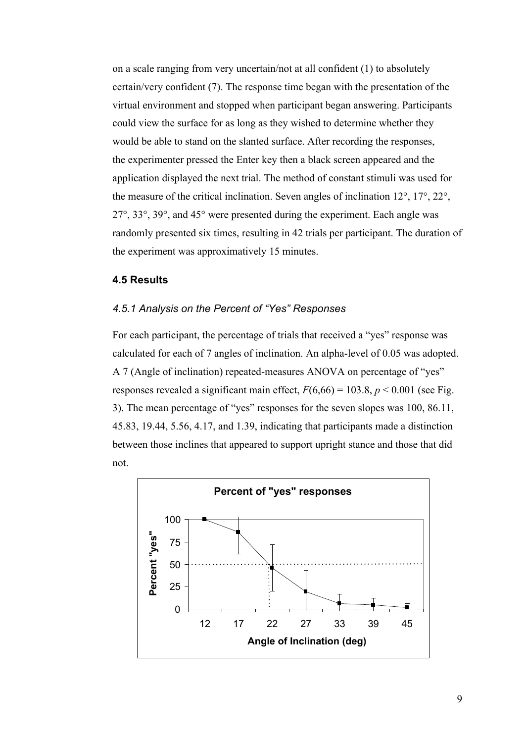on a scale ranging from very uncertain/not at all confident (1) to absolutely certain/very confident (7). The response time began with the presentation of the virtual environment and stopped when participant began answering. Participants could view the surface for as long as they wished to determine whether they would be able to stand on the slanted surface. After recording the responses, the experimenter pressed the Enter key then a black screen appeared and the application displayed the next trial. The method of constant stimuli was used for the measure of the critical inclination. Seven angles of inclination 12°, 17°, 22°, 27°, 33°, 39°, and 45° were presented during the experiment. Each angle was randomly presented six times, resulting in 42 trials per participant. The duration of the experiment was approximatively 15 minutes.

### 4.5 Results

#### *4.5.1 Analysis on the Percent of "Yes" Responses*

For each participant, the percentage of trials that received a "yes" response was calculated for each of 7 angles of inclination. An alpha-level of 0.05 was adopted. A 7 (Angle of inclination) repeated-measures ANOVA on percentage of "yes" responses revealed a significant main effect, $F(6,66) = 103.8$, $p < 0.001$ (see Fig. 3). The mean percentage of "yes" responses for the seven slopes was 100, 86.11, 45.83, 19.44, 5.56, 4.17, and 1.39, indicating that participants made a distinction between those inclines that appeared to support upright stance and those that did not.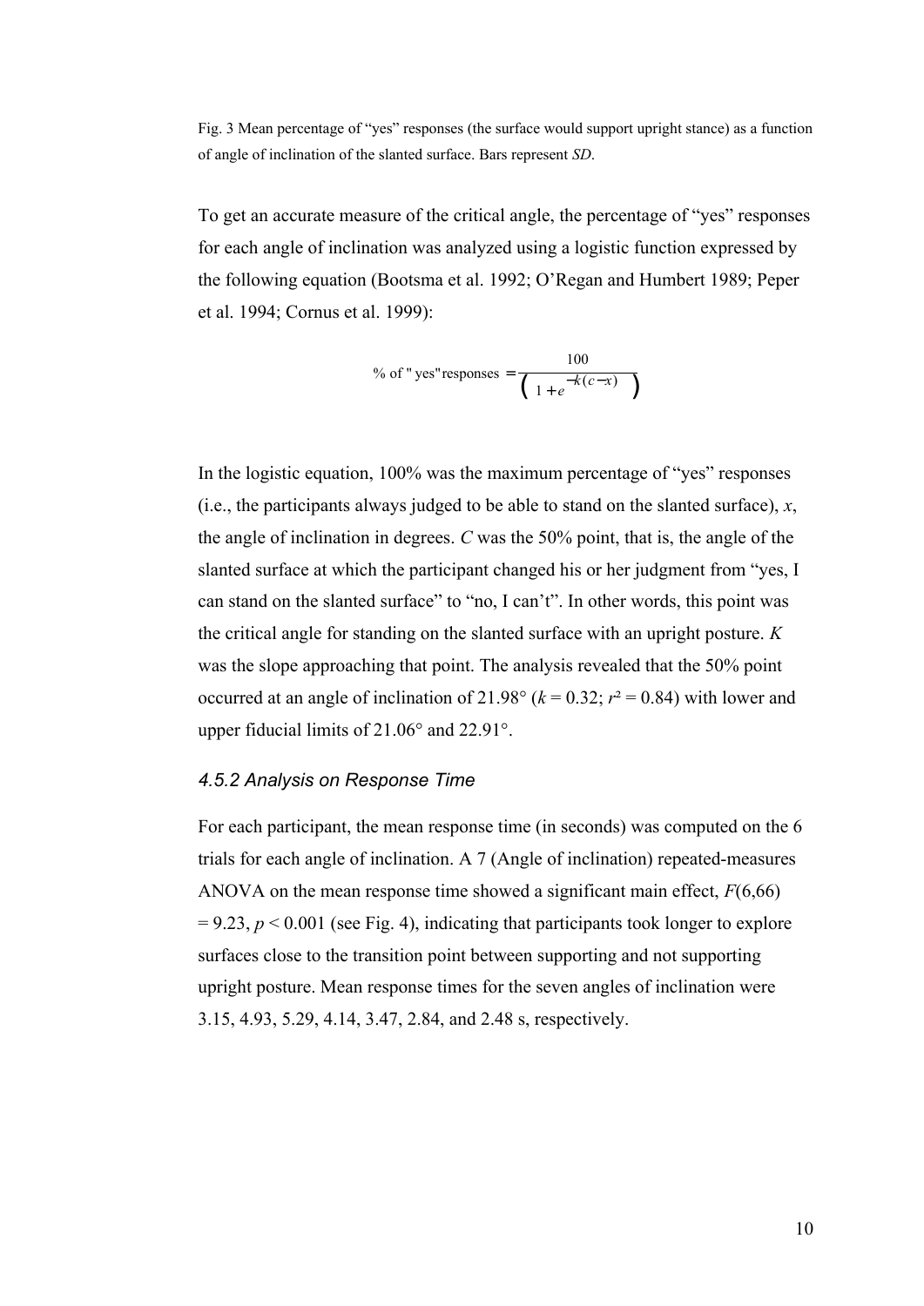Fig. 3 Mean percentage of "yes" responses (the surface would support upright stance) as a function of angle of inclination of the slanted surface. Bars represent *SD*.

To get an accurate measure of the critical angle, the percentage of "yes" responses for each angle of inclination was analyzed using a logistic function expressed by the following equation (Bootsma et al. 1992; O'Regan and Humbert 1989; Peper et al. 1994; Cornus et al. 1999):

$$\%\ \text{of "yes" responses} = \frac{100}{\left(1 + e^{-k(c-x)}\right)}$$

In the logistic equation, 100% was the maximum percentage of "yes" responses (i.e., the participants always judged to be able to stand on the slanted surface), $x$, the angle of inclination in degrees. $C$ was the 50% point, that is, the angle of the slanted surface at which the participant changed his or her judgment from "yes, I can stand on the slanted surface" to "no, I can't". In other words, this point was the critical angle for standing on the slanted surface with an upright posture. $K$ was the slope approaching that point. The analysis revealed that the 50% point occurred at an angle of inclination of 21.98° ($k$ = 0.32; $r^2$ = 0.84) with lower and upper fiducial limits of 21.06° and 22.91°.

### *4.5.2 Analysis on Response Time*

For each participant, the mean response time (in seconds) was computed on the 6 trials for each angle of inclination. A 7 (Angle of inclination) repeated-measures ANOVA on the mean response time showed a significant main effect, $F(6,66) = 9.23$, $p < 0.001$ (see Fig. 4), indicating that participants took longer to explore surfaces close to the transition point between supporting and not supporting upright posture. Mean response times for the seven angles of inclination were 3.15, 4.93, 5.29, 4.14, 3.47, 2.84, and 2.48 s, respectively.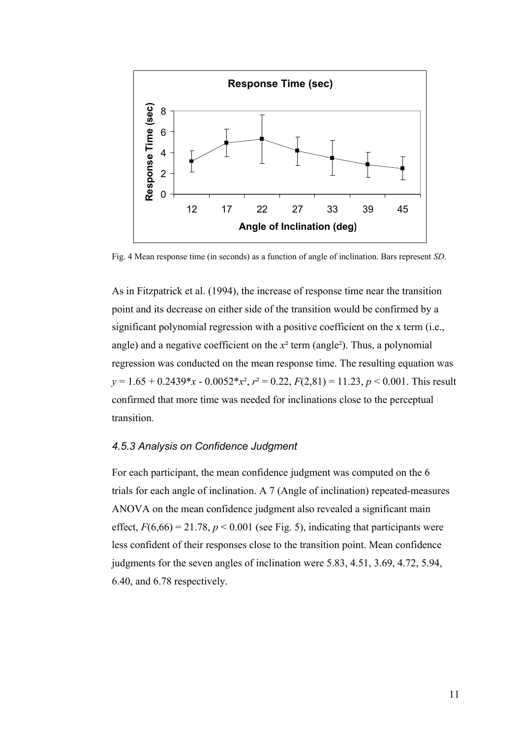Fig. 4 Mean response time (in seconds) as a function of angle of inclination. Bars represent *SD*.

As in Fitzpatrick et al. (1994), the increase of response time near the transition point and its decrease on either side of the transition would be confirmed by a significant polynomial regression with a positive coefficient on the x term (i.e., angle) and a negative coefficient on the $x^2$ term (angle$^2$). Thus, a polynomial regression was conducted on the mean response time. The resulting equation was $y = 1.65 + 0.2439*x - 0.0052*x^2$, $r^2 = 0.22$, $F(2,81) = 11.23$, $p < 0.001$. This result confirmed that more time was needed for inclinations close to the perceptual transition.

### *4.5.3 Analysis on Confidence Judgment*

For each participant, the mean confidence judgment was computed on the 6 trials for each angle of inclination. A 7 (Angle of inclination) repeated-measures ANOVA on the mean confidence judgment also revealed a significant main effect, $F(6,66) = 21.78$, $p < 0.001$ (see Fig. 5), indicating that participants were less confident of their responses close to the transition point. Mean confidence judgments for the seven angles of inclination were 5.83, 4.51, 3.69, 4.72, 5.94, 6.40, and 6.78 respectively.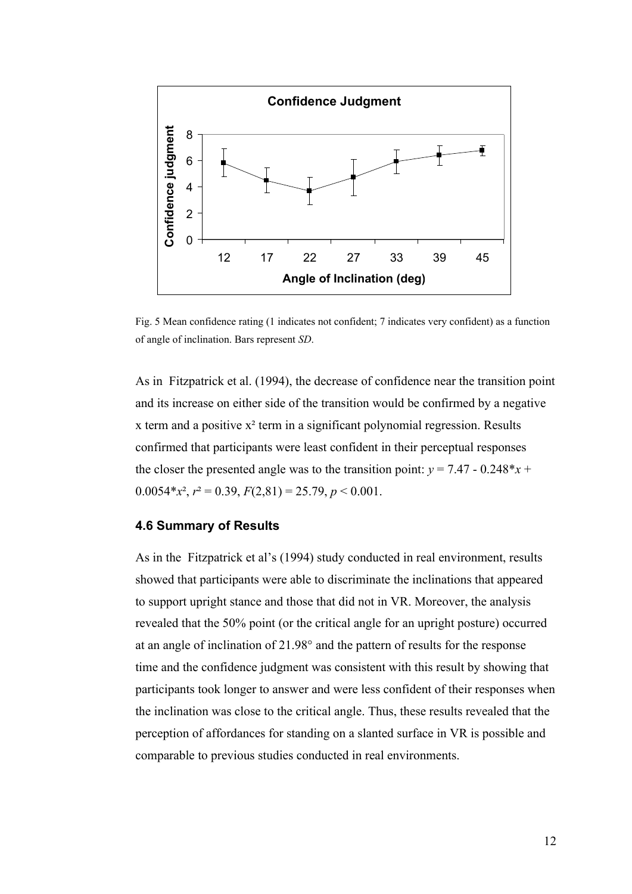Fig. 5 Mean confidence rating (1 indicates not confident; 7 indicates very confident) as a function of angle of inclination. Bars represent *SD*.

As in Fitzpatrick et al. (1994), the decrease of confidence near the transition point and its increase on either side of the transition would be confirmed by a negative x term and a positive $x^2$ term in a significant polynomial regression. Results confirmed that participants were least confident in their perceptual responses the closer the presented angle was to the transition point: $y = 7.47 - 0.248*x + 0.0054*x^2$, $r^2 = 0.39$, $F(2,81) = 25.79$, $p < 0.001$.

### 4.6 Summary of Results

As in the Fitzpatrick et al's (1994) study conducted in real environment, results showed that participants were able to discriminate the inclinations that appeared to support upright stance and those that did not in VR. Moreover, the analysis revealed that the 50% point (or the critical angle for an upright posture) occurred at an angle of inclination of 21.98° and the pattern of results for the response time and the confidence judgment was consistent with this result by showing that participants took longer to answer and were less confident of their responses when the inclination was close to the critical angle. Thus, these results revealed that the perception of affordances for standing on a slanted surface in VR is possible and comparable to previous studies conducted in real environments.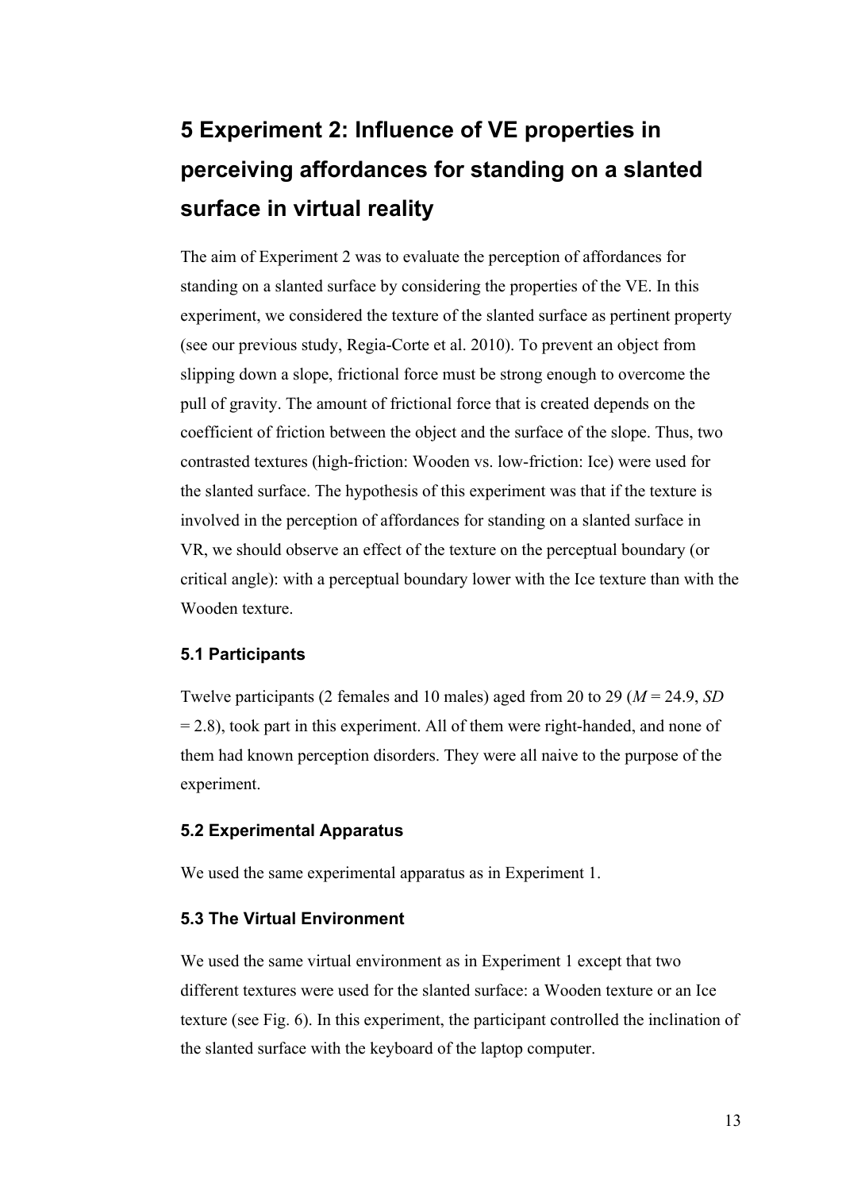# 5 Experiment 2: Influence of VE properties in perceiving affordances for standing on a slanted surface in virtual reality

The aim of Experiment 2 was to evaluate the perception of affordances for standing on a slanted surface by considering the properties of the VE. In this experiment, we considered the texture of the slanted surface as pertinent property (see our previous study, Regia-Corte et al. 2010). To prevent an object from slipping down a slope, frictional force must be strong enough to overcome the pull of gravity. The amount of frictional force that is created depends on the coefficient of friction between the object and the surface of the slope. Thus, two contrasted textures (high-friction: Wooden vs. low-friction: Ice) were used for the slanted surface. The hypothesis of this experiment was that if the texture is involved in the perception of affordances for standing on a slanted surface in VR, we should observe an effect of the texture on the perceptual boundary (or critical angle): with a perceptual boundary lower with the Ice texture than with the Wooden texture.

## 5.1 Participants

Twelve participants (2 females and 10 males) aged from 20 to 29 ($M = 24.9$, $SD = 2.8$), took part in this experiment. All of them were right-handed, and none of them had known perception disorders. They were all naive to the purpose of the experiment.

## 5.2 Experimental Apparatus

We used the same experimental apparatus as in Experiment 1.

## 5.3 The Virtual Environment

We used the same virtual environment as in Experiment 1 except that two different textures were used for the slanted surface: a Wooden texture or an Ice texture (see Fig. 6). In this experiment, the participant controlled the inclination of the slanted surface with the keyboard of the laptop computer.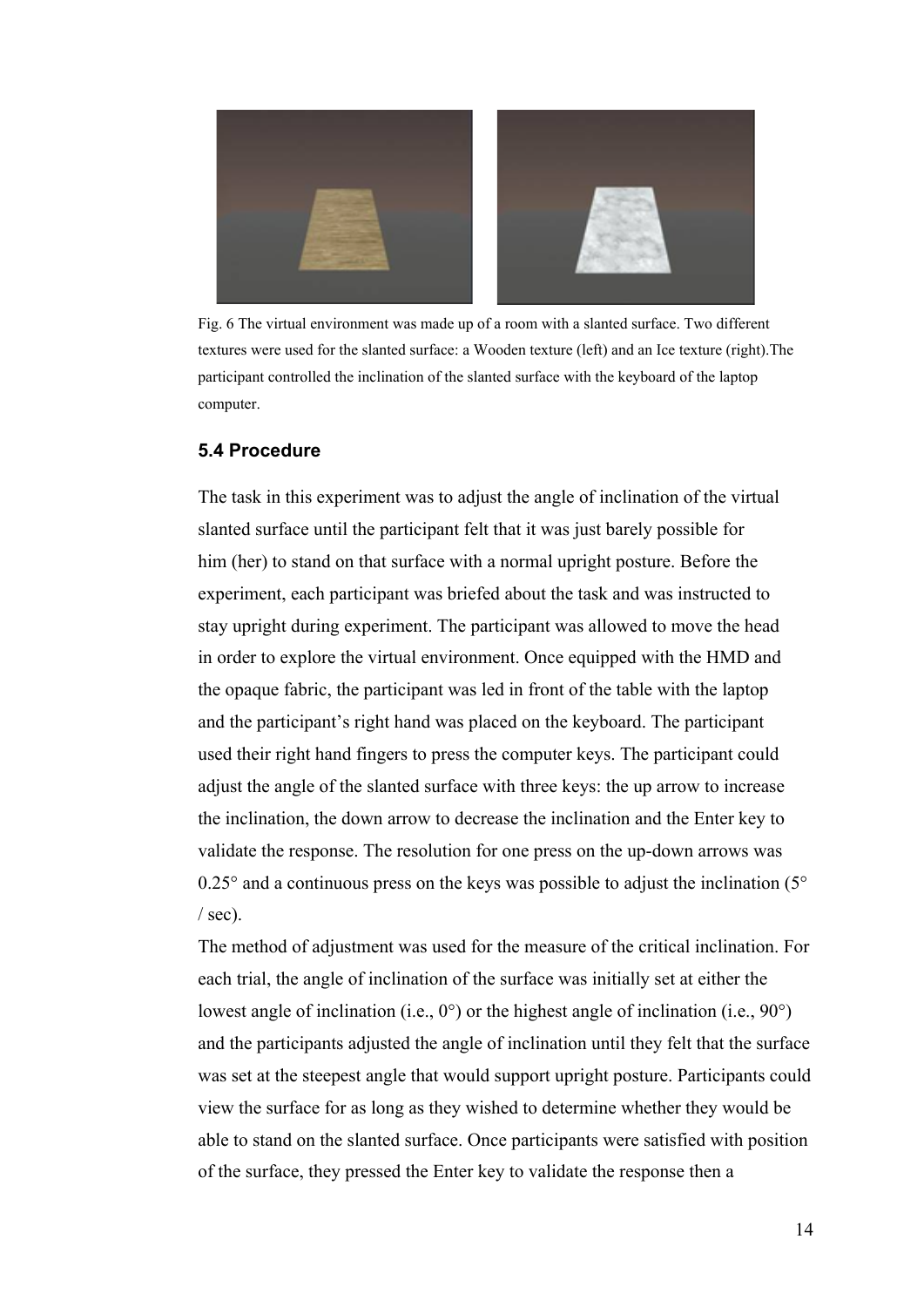Fig. 6 The virtual environment was made up of a room with a slanted surface. Two different textures were used for the slanted surface: a Wooden texture (left) and an Ice texture (right).The participant controlled the inclination of the slanted surface with the keyboard of the laptop computer.

### 5.4 Procedure

The task in this experiment was to adjust the angle of inclination of the virtual slanted surface until the participant felt that it was just barely possible for him (her) to stand on that surface with a normal upright posture. Before the experiment, each participant was briefed about the task and was instructed to stay upright during experiment. The participant was allowed to move the head in order to explore the virtual environment. Once equipped with the HMD and the opaque fabric, the participant was led in front of the table with the laptop and the participant's right hand was placed on the keyboard. The participant used their right hand fingers to press the computer keys. The participant could adjust the angle of the slanted surface with three keys: the up arrow to increase the inclination, the down arrow to decrease the inclination and the Enter key to validate the response. The resolution for one press on the up-down arrows was 0.25° and a continuous press on the keys was possible to adjust the inclination (5° / sec).

The method of adjustment was used for the measure of the critical inclination. For each trial, the angle of inclination of the surface was initially set at either the lowest angle of inclination (i.e., 0°) or the highest angle of inclination (i.e., 90°) and the participants adjusted the angle of inclination until they felt that the surface was set at the steepest angle that would support upright posture. Participants could view the surface for as long as they wished to determine whether they would be able to stand on the slanted surface. Once participants were satisfied with position of the surface, they pressed the Enter key to validate the response then a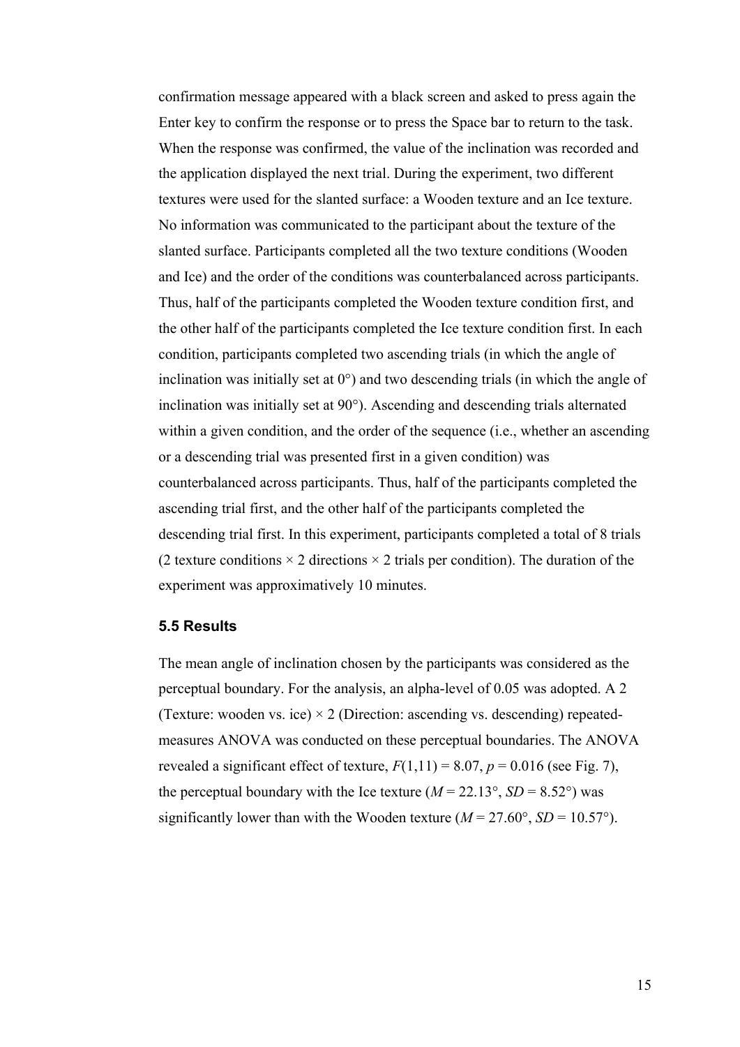confirmation message appeared with a black screen and asked to press again the Enter key to confirm the response or to press the Space bar to return to the task. When the response was confirmed, the value of the inclination was recorded and the application displayed the next trial. During the experiment, two different textures were used for the slanted surface: a Wooden texture and an Ice texture. No information was communicated to the participant about the texture of the slanted surface. Participants completed all the two texture conditions (Wooden and Ice) and the order of the conditions was counterbalanced across participants. Thus, half of the participants completed the Wooden texture condition first, and the other half of the participants completed the Ice texture condition first. In each condition, participants completed two ascending trials (in which the angle of inclination was initially set at 0°) and two descending trials (in which the angle of inclination was initially set at 90°). Ascending and descending trials alternated within a given condition, and the order of the sequence (i.e., whether an ascending or a descending trial was presented first in a given condition) was counterbalanced across participants. Thus, half of the participants completed the ascending trial first, and the other half of the participants completed the descending trial first. In this experiment, participants completed a total of 8 trials (2 texture conditions × 2 directions × 2 trials per condition). The duration of the experiment was approximatively 10 minutes.

### 5.5 Results

The mean angle of inclination chosen by the participants was considered as the perceptual boundary. For the analysis, an alpha-level of 0.05 was adopted. A 2 (Texture: wooden vs. ice) × 2 (Direction: ascending vs. descending) repeated-measures ANOVA was conducted on these perceptual boundaries. The ANOVA revealed a significant effect of texture, $F(1,11) = 8.07$, $p = 0.016$ (see Fig. 7), the perceptual boundary with the Ice texture ($M = 22.13°$, $SD = 8.52°$) was significantly lower than with the Wooden texture ($M = 27.60°$, $SD = 10.57°$).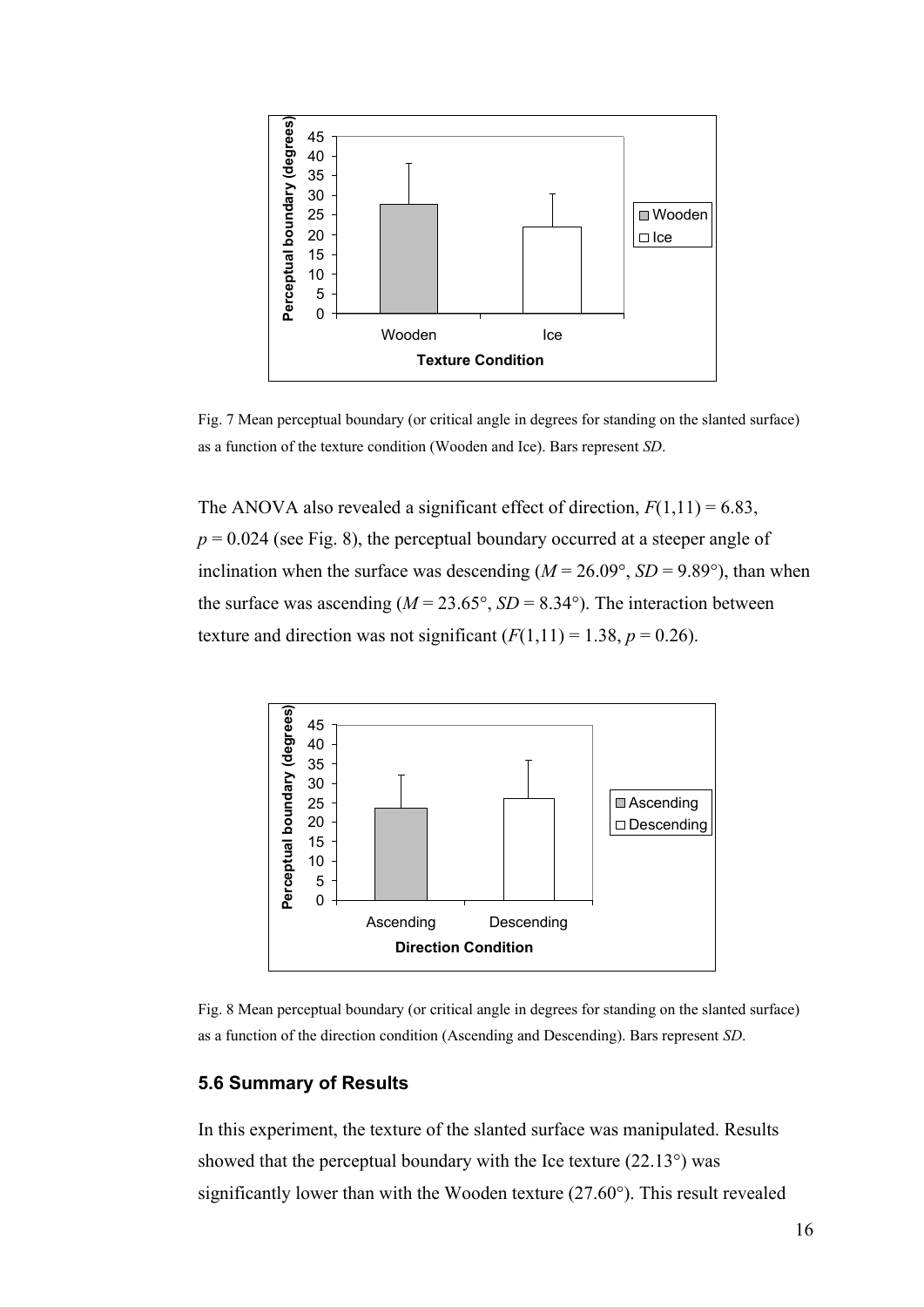Fig. 7 Mean perceptual boundary (or critical angle in degrees for standing on the slanted surface) as a function of the texture condition (Wooden and Ice). Bars represent *SD*.

The ANOVA also revealed a significant effect of direction, $F(1,11) = 6.83$, $p = 0.024$ (see Fig. 8), the perceptual boundary occurred at a steeper angle of inclination when the surface was descending ($M = 26.09°$, $SD = 9.89°$), than when the surface was ascending ($M = 23.65°$, $SD = 8.34°$). The interaction between texture and direction was not significant ($F(1,11) = 1.38$, $p = 0.26$).

Fig. 8 Mean perceptual boundary (or critical angle in degrees for standing on the slanted surface) as a function of the direction condition (Ascending and Descending). Bars represent *SD*.

## 5.6 Summary of Results

In this experiment, the texture of the slanted surface was manipulated. Results showed that the perceptual boundary with the Ice texture (22.13°) was significantly lower than with the Wooden texture (27.60°). This result revealed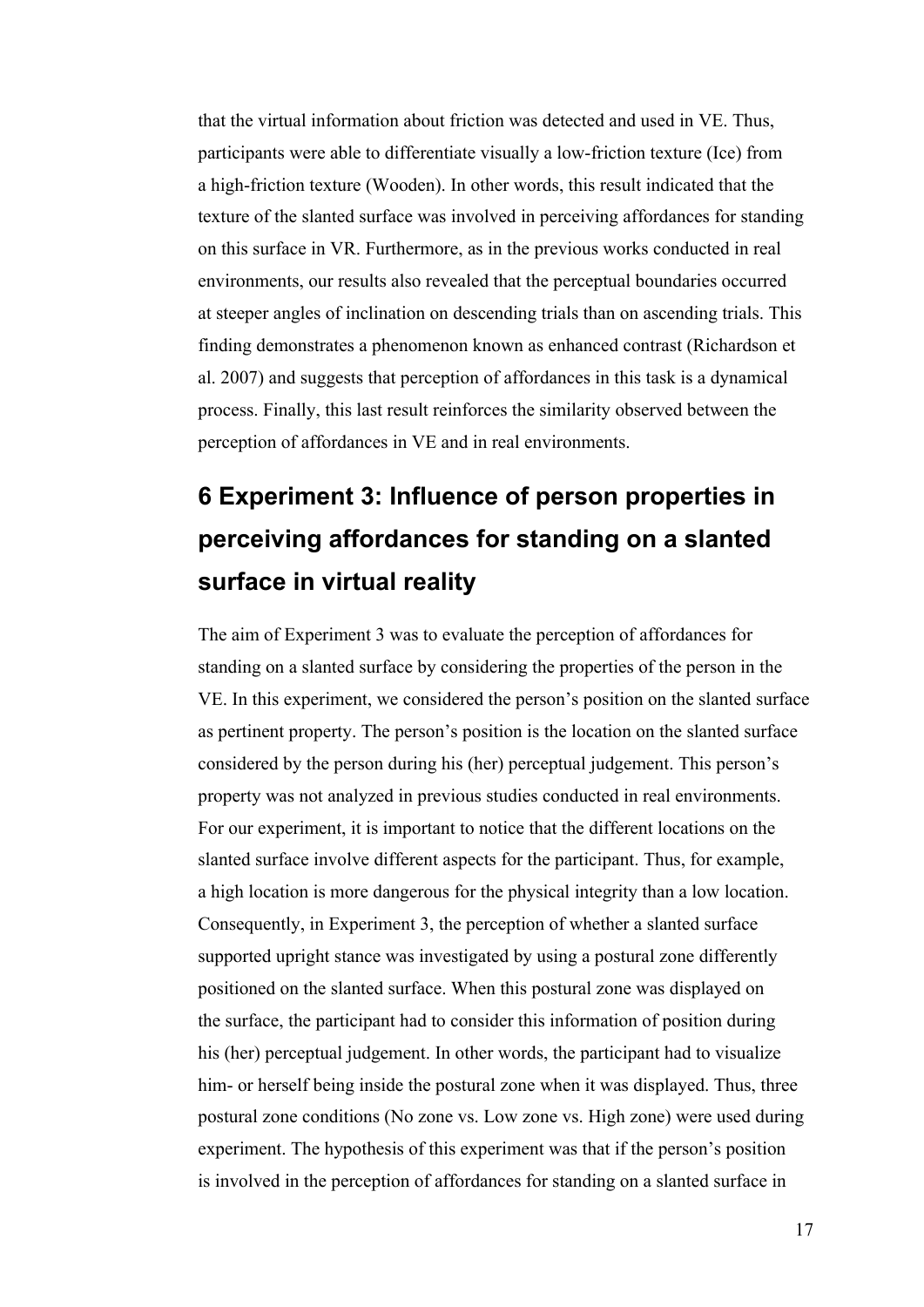that the virtual information about friction was detected and used in VE. Thus, participants were able to differentiate visually a low-friction texture (Ice) from a high-friction texture (Wooden). In other words, this result indicated that the texture of the slanted surface was involved in perceiving affordances for standing on this surface in VR. Furthermore, as in the previous works conducted in real environments, our results also revealed that the perceptual boundaries occurred at steeper angles of inclination on descending trials than on ascending trials. This finding demonstrates a phenomenon known as enhanced contrast (Richardson et al. 2007) and suggests that perception of affordances in this task is a dynamical process. Finally, this last result reinforces the similarity observed between the perception of affordances in VE and in real environments.

# 6 Experiment 3: Influence of person properties in perceiving affordances for standing on a slanted surface in virtual reality

The aim of Experiment 3 was to evaluate the perception of affordances for standing on a slanted surface by considering the properties of the person in the VE. In this experiment, we considered the person's position on the slanted surface as pertinent property. The person's position is the location on the slanted surface considered by the person during his (her) perceptual judgement. This person's property was not analyzed in previous studies conducted in real environments. For our experiment, it is important to notice that the different locations on the slanted surface involve different aspects for the participant. Thus, for example, a high location is more dangerous for the physical integrity than a low location. Consequently, in Experiment 3, the perception of whether a slanted surface supported upright stance was investigated by using a postural zone differently positioned on the slanted surface. When this postural zone was displayed on the surface, the participant had to consider this information of position during his (her) perceptual judgement. In other words, the participant had to visualize him- or herself being inside the postural zone when it was displayed. Thus, three postural zone conditions (No zone vs. Low zone vs. High zone) were used during experiment. The hypothesis of this experiment was that if the person's position is involved in the perception of affordances for standing on a slanted surface in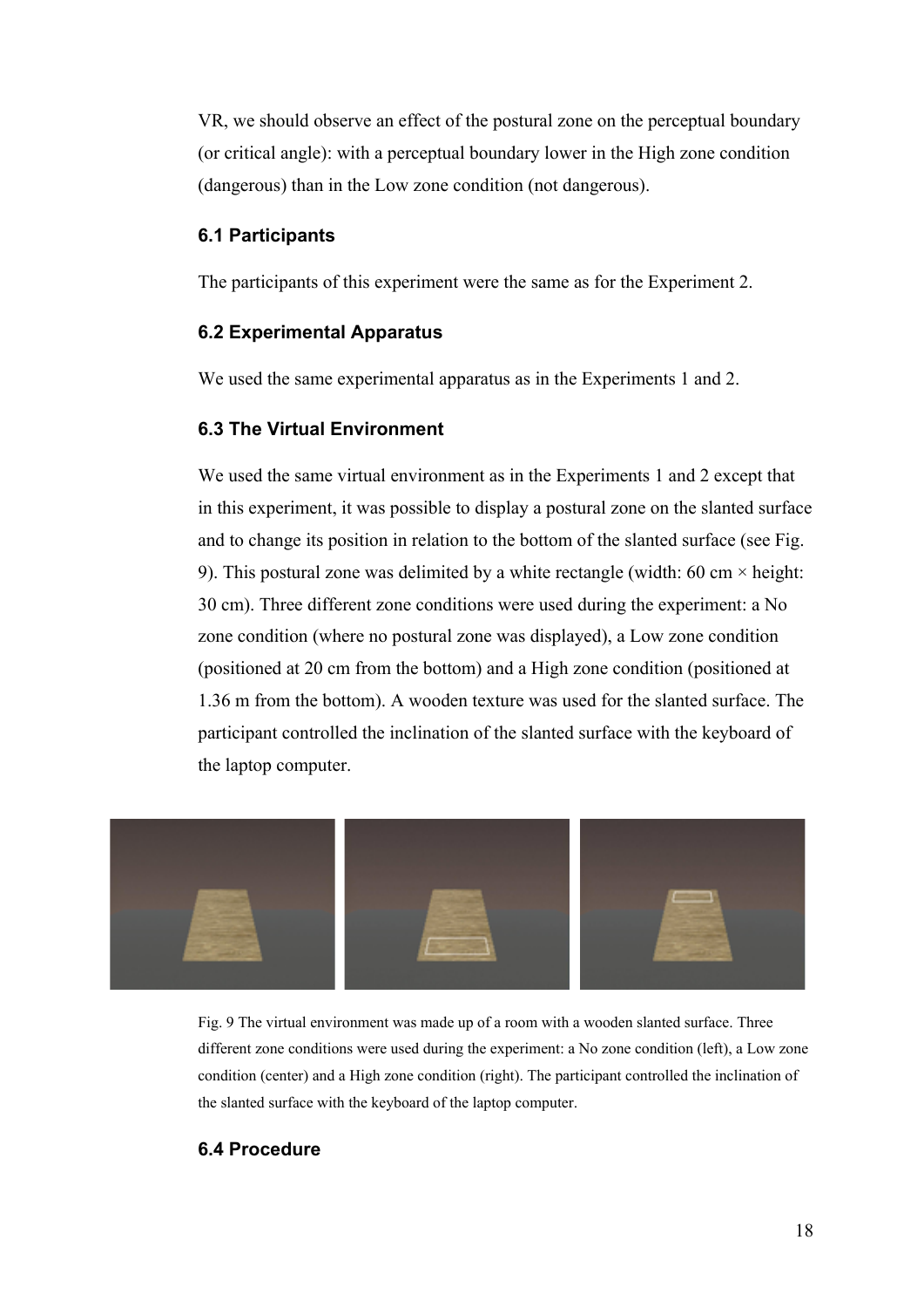VR, we should observe an effect of the postural zone on the perceptual boundary (or critical angle): with a perceptual boundary lower in the High zone condition (dangerous) than in the Low zone condition (not dangerous).

### 6.1 Participants

The participants of this experiment were the same as for the Experiment 2.

### 6.2 Experimental Apparatus

We used the same experimental apparatus as in the Experiments 1 and 2.

### 6.3 The Virtual Environment

We used the same virtual environment as in the Experiments 1 and 2 except that in this experiment, it was possible to display a postural zone on the slanted surface and to change its position in relation to the bottom of the slanted surface (see Fig. 9). This postural zone was delimited by a white rectangle (width: 60 cm × height: 30 cm). Three different zone conditions were used during the experiment: a No zone condition (where no postural zone was displayed), a Low zone condition (positioned at 20 cm from the bottom) and a High zone condition (positioned at 1.36 m from the bottom). A wooden texture was used for the slanted surface. The participant controlled the inclination of the slanted surface with the keyboard of the laptop computer.

Fig. 9 The virtual environment was made up of a room with a wooden slanted surface. Three different zone conditions were used during the experiment: a No zone condition (left), a Low zone condition (center) and a High zone condition (right). The participant controlled the inclination of the slanted surface with the keyboard of the laptop computer.

### 6.4 Procedure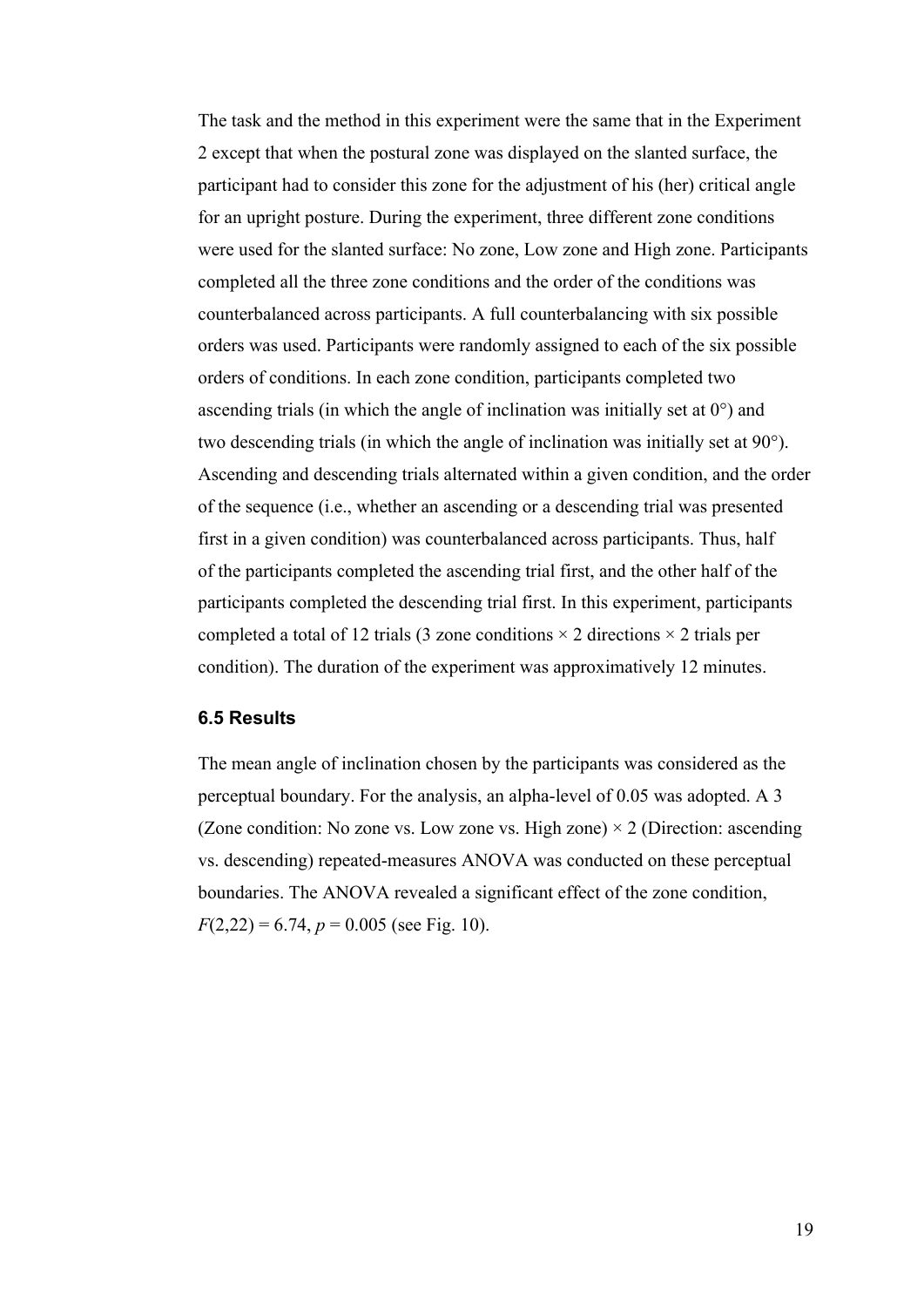The task and the method in this experiment were the same that in the Experiment 2 except that when the postural zone was displayed on the slanted surface, the participant had to consider this zone for the adjustment of his (her) critical angle for an upright posture. During the experiment, three different zone conditions were used for the slanted surface: No zone, Low zone and High zone. Participants completed all the three zone conditions and the order of the conditions was counterbalanced across participants. A full counterbalancing with six possible orders was used. Participants were randomly assigned to each of the six possible orders of conditions. In each zone condition, participants completed two ascending trials (in which the angle of inclination was initially set at 0°) and two descending trials (in which the angle of inclination was initially set at 90°). Ascending and descending trials alternated within a given condition, and the order of the sequence (i.e., whether an ascending or a descending trial was presented first in a given condition) was counterbalanced across participants. Thus, half of the participants completed the ascending trial first, and the other half of the participants completed the descending trial first. In this experiment, participants completed a total of 12 trials (3 zone conditions × 2 directions × 2 trials per condition). The duration of the experiment was approximatively 12 minutes.

### 6.5 Results

The mean angle of inclination chosen by the participants was considered as the perceptual boundary. For the analysis, an alpha-level of 0.05 was adopted. A 3 (Zone condition: No zone vs. Low zone vs. High zone) × 2 (Direction: ascending vs. descending) repeated-measures ANOVA was conducted on these perceptual boundaries. The ANOVA revealed a significant effect of the zone condition, $F(2,22) = 6.74$, $p = 0.005$ (see Fig. 10).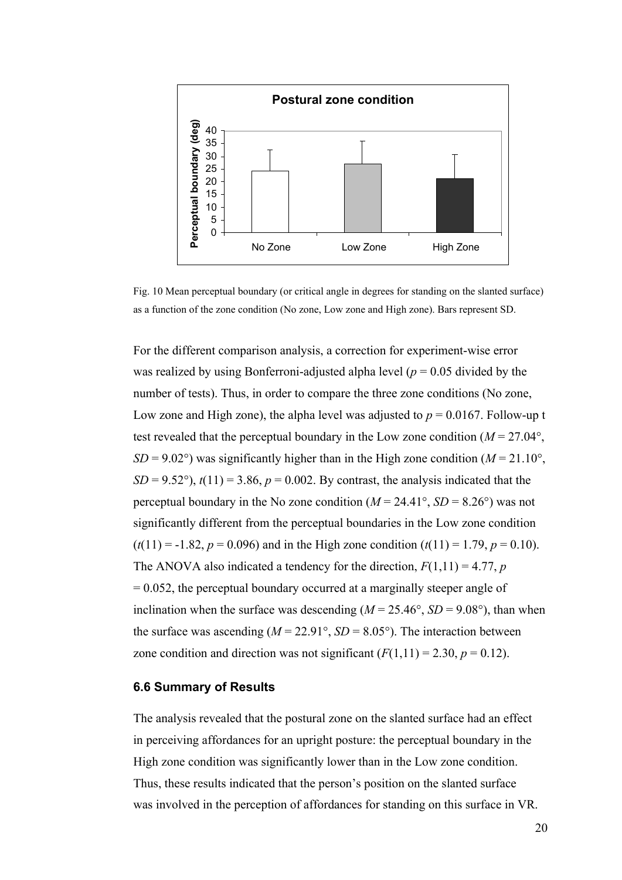Fig. 10 Mean perceptual boundary (or critical angle in degrees for standing on the slanted surface) as a function of the zone condition (No zone, Low zone and High zone). Bars represent SD.

For the different comparison analysis, a correction for experiment-wise error was realized by using Bonferroni-adjusted alpha level ($p = 0.05$ divided by the number of tests). Thus, in order to compare the three zone conditions (No zone, Low zone and High zone), the alpha level was adjusted to $p = 0.0167$. Follow-up t test revealed that the perceptual boundary in the Low zone condition ($M = 27.04°$, $SD = 9.02°$) was significantly higher than in the High zone condition ($M = 21.10°$, $SD = 9.52°$), $t(11) = 3.86$, $p = 0.002$. By contrast, the analysis indicated that the perceptual boundary in the No zone condition ($M = 24.41°$, $SD = 8.26°$) was not significantly different from the perceptual boundaries in the Low zone condition ($t(11) = -1.82$, $p = 0.096$) and in the High zone condition ($t(11) = 1.79$, $p = 0.10$). The ANOVA also indicated a tendency for the direction, $F(1,11) = 4.77$, $p = 0.052$, the perceptual boundary occurred at a marginally steeper angle of inclination when the surface was descending ($M = 25.46°$, $SD = 9.08°$), than when the surface was ascending ($M = 22.91°$, $SD = 8.05°$). The interaction between zone condition and direction was not significant ($F(1,11) = 2.30$, $p = 0.12$).

### 6.6 Summary of Results

The analysis revealed that the postural zone on the slanted surface had an effect in perceiving affordances for an upright posture: the perceptual boundary in the High zone condition was significantly lower than in the Low zone condition. Thus, these results indicated that the person's position on the slanted surface was involved in the perception of affordances for standing on this surface in VR.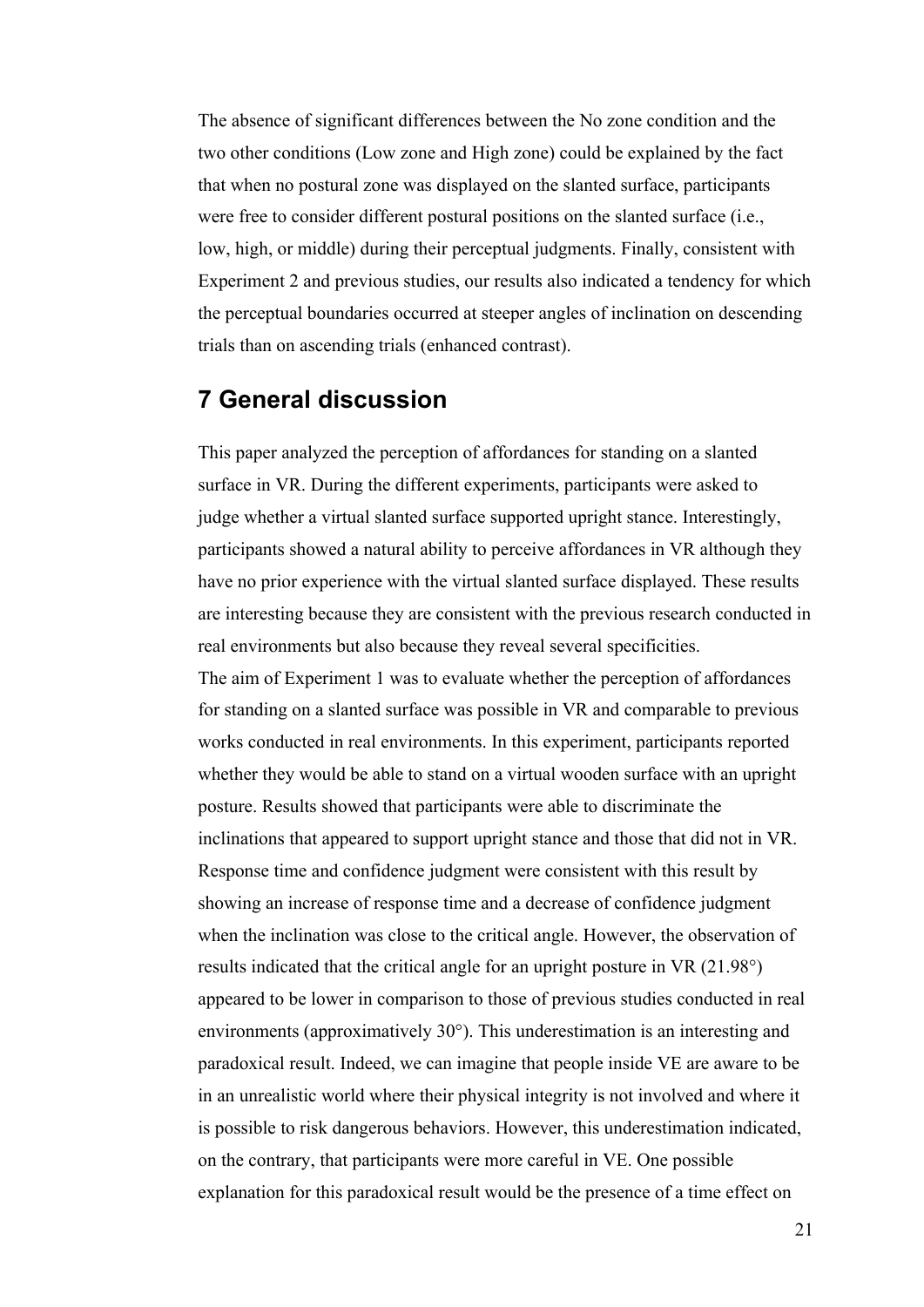The absence of significant differences between the No zone condition and the two other conditions (Low zone and High zone) could be explained by the fact that when no postural zone was displayed on the slanted surface, participants were free to consider different postural positions on the slanted surface (i.e., low, high, or middle) during their perceptual judgments. Finally, consistent with Experiment 2 and previous studies, our results also indicated a tendency for which the perceptual boundaries occurred at steeper angles of inclination on descending trials than on ascending trials (enhanced contrast).

## 7 General discussion

This paper analyzed the perception of affordances for standing on a slanted surface in VR. During the different experiments, participants were asked to judge whether a virtual slanted surface supported upright stance. Interestingly, participants showed a natural ability to perceive affordances in VR although they have no prior experience with the virtual slanted surface displayed. These results are interesting because they are consistent with the previous research conducted in real environments but also because they reveal several specificities.

The aim of Experiment 1 was to evaluate whether the perception of affordances for standing on a slanted surface was possible in VR and comparable to previous works conducted in real environments. In this experiment, participants reported whether they would be able to stand on a virtual wooden surface with an upright posture. Results showed that participants were able to discriminate the inclinations that appeared to support upright stance and those that did not in VR. Response time and confidence judgment were consistent with this result by showing an increase of response time and a decrease of confidence judgment when the inclination was close to the critical angle. However, the observation of results indicated that the critical angle for an upright posture in VR (21.98°) appeared to be lower in comparison to those of previous studies conducted in real environments (approximatively 30°). This underestimation is an interesting and paradoxical result. Indeed, we can imagine that people inside VE are aware to be in an unrealistic world where their physical integrity is not involved and where it is possible to risk dangerous behaviors. However, this underestimation indicated, on the contrary, that participants were more careful in VE. One possible explanation for this paradoxical result would be the presence of a time effect on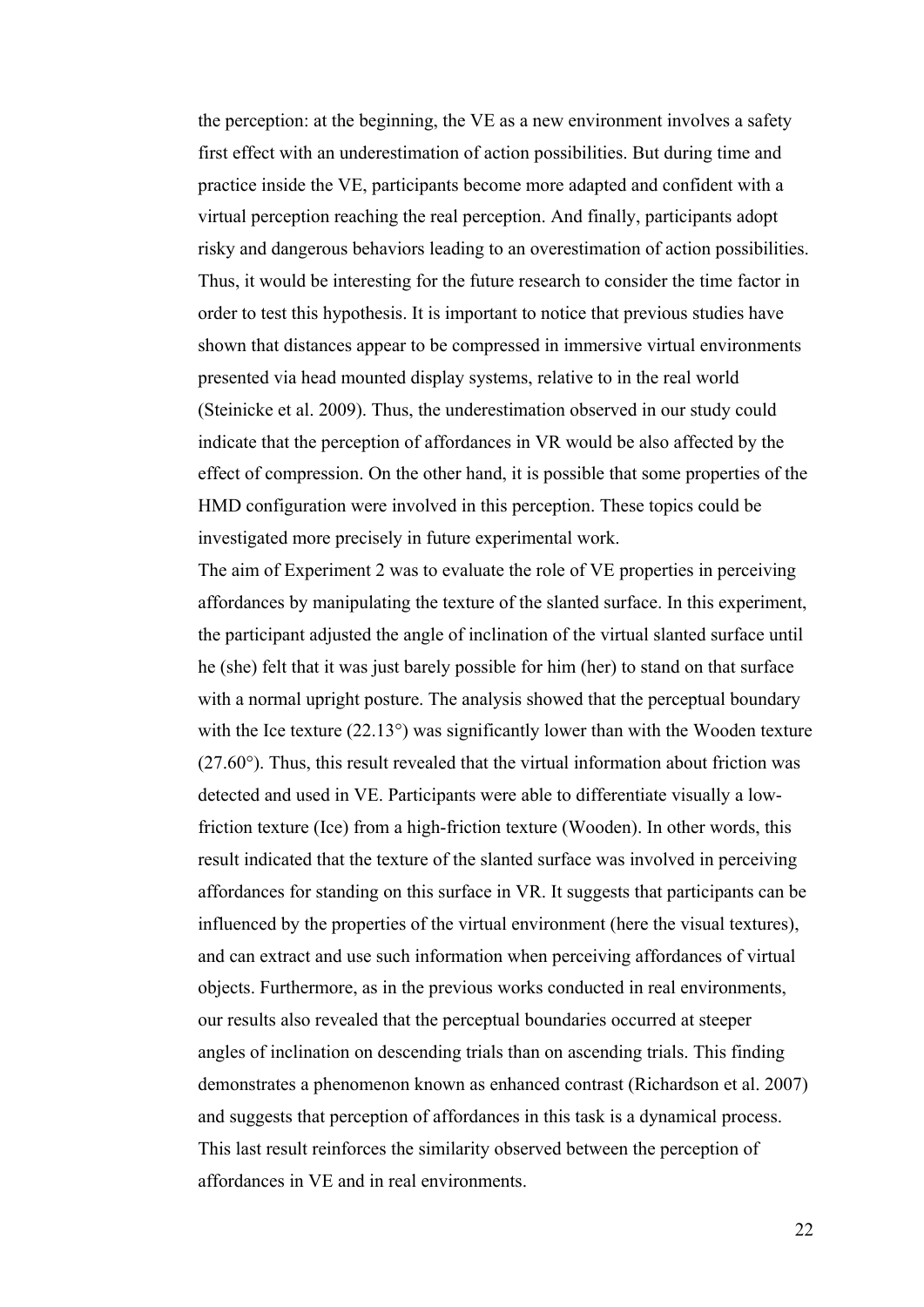the perception: at the beginning, the VE as a new environment involves a safety first effect with an underestimation of action possibilities. But during time and practice inside the VE, participants become more adapted and confident with a virtual perception reaching the real perception. And finally, participants adopt risky and dangerous behaviors leading to an overestimation of action possibilities. Thus, it would be interesting for the future research to consider the time factor in order to test this hypothesis. It is important to notice that previous studies have shown that distances appear to be compressed in immersive virtual environments presented via head mounted display systems, relative to in the real world (Steinicke et al. 2009). Thus, the underestimation observed in our study could indicate that the perception of affordances in VR would be also affected by the effect of compression. On the other hand, it is possible that some properties of the HMD configuration were involved in this perception. These topics could be investigated more precisely in future experimental work.

The aim of Experiment 2 was to evaluate the role of VE properties in perceiving affordances by manipulating the texture of the slanted surface. In this experiment, the participant adjusted the angle of inclination of the virtual slanted surface until he (she) felt that it was just barely possible for him (her) to stand on that surface with a normal upright posture. The analysis showed that the perceptual boundary with the Ice texture (22.13°) was significantly lower than with the Wooden texture (27.60°). Thus, this result revealed that the virtual information about friction was detected and used in VE. Participants were able to differentiate visually a low-friction texture (Ice) from a high-friction texture (Wooden). In other words, this result indicated that the texture of the slanted surface was involved in perceiving affordances for standing on this surface in VR. It suggests that participants can be influenced by the properties of the virtual environment (here the visual textures), and can extract and use such information when perceiving affordances of virtual objects. Furthermore, as in the previous works conducted in real environments, our results also revealed that the perceptual boundaries occurred at steeper angles of inclination on descending trials than on ascending trials. This finding demonstrates a phenomenon known as enhanced contrast (Richardson et al. 2007) and suggests that perception of affordances in this task is a dynamical process. This last result reinforces the similarity observed between the perception of affordances in VE and in real environments.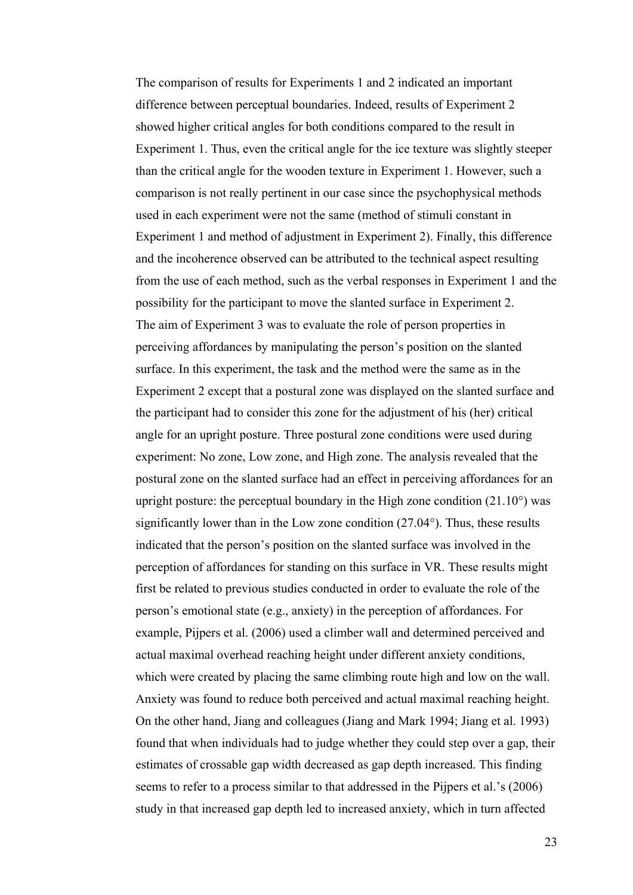The comparison of results for Experiments 1 and 2 indicated an important difference between perceptual boundaries. Indeed, results of Experiment 2 showed higher critical angles for both conditions compared to the result in Experiment 1. Thus, even the critical angle for the ice texture was slightly steeper than the critical angle for the wooden texture in Experiment 1. However, such a comparison is not really pertinent in our case since the psychophysical methods used in each experiment were not the same (method of stimuli constant in Experiment 1 and method of adjustment in Experiment 2). Finally, this difference and the incoherence observed can be attributed to the technical aspect resulting from the use of each method, such as the verbal responses in Experiment 1 and the possibility for the participant to move the slanted surface in Experiment 2.

The aim of Experiment 3 was to evaluate the role of person properties in perceiving affordances by manipulating the person's position on the slanted surface. In this experiment, the task and the method were the same as in the Experiment 2 except that a postural zone was displayed on the slanted surface and the participant had to consider this zone for the adjustment of his (her) critical angle for an upright posture. Three postural zone conditions were used during experiment: No zone, Low zone, and High zone. The analysis revealed that the postural zone on the slanted surface had an effect in perceiving affordances for an upright posture: the perceptual boundary in the High zone condition (21.10°) was significantly lower than in the Low zone condition (27.04°). Thus, these results indicated that the person's position on the slanted surface was involved in the perception of affordances for standing on this surface in VR. These results might first be related to previous studies conducted in order to evaluate the role of the person's emotional state (e.g., anxiety) in the perception of affordances. For example, Pijpers et al. (2006) used a climber wall and determined perceived and actual maximal overhead reaching height under different anxiety conditions, which were created by placing the same climbing route high and low on the wall. Anxiety was found to reduce both perceived and actual maximal reaching height. On the other hand, Jiang and colleagues (Jiang and Mark 1994; Jiang et al. 1993) found that when individuals had to judge whether they could step over a gap, their estimates of crossable gap width decreased as gap depth increased. This finding seems to refer to a process similar to that addressed in the Pijpers et al.'s (2006) study in that increased gap depth led to increased anxiety, which in turn affected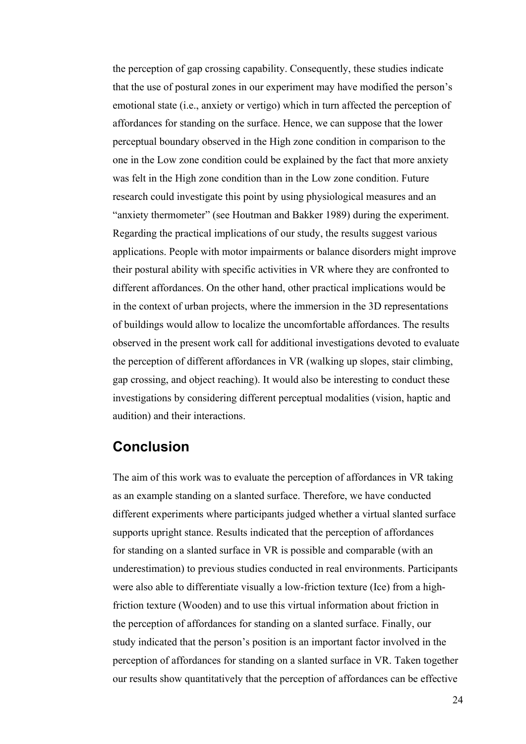the perception of gap crossing capability. Consequently, these studies indicate that the use of postural zones in our experiment may have modified the person's emotional state (i.e., anxiety or vertigo) which in turn affected the perception of affordances for standing on the surface. Hence, we can suppose that the lower perceptual boundary observed in the High zone condition in comparison to the one in the Low zone condition could be explained by the fact that more anxiety was felt in the High zone condition than in the Low zone condition. Future research could investigate this point by using physiological measures and an "anxiety thermometer" (see Houtman and Bakker 1989) during the experiment. Regarding the practical implications of our study, the results suggest various applications. People with motor impairments or balance disorders might improve their postural ability with specific activities in VR where they are confronted to different affordances. On the other hand, other practical implications would be in the context of urban projects, where the immersion in the 3D representations of buildings would allow to localize the uncomfortable affordances. The results observed in the present work call for additional investigations devoted to evaluate the perception of different affordances in VR (walking up slopes, stair climbing, gap crossing, and object reaching). It would also be interesting to conduct these investigations by considering different perceptual modalities (vision, haptic and audition) and their interactions.

## Conclusion

The aim of this work was to evaluate the perception of affordances in VR taking as an example standing on a slanted surface. Therefore, we have conducted different experiments where participants judged whether a virtual slanted surface supports upright stance. Results indicated that the perception of affordances for standing on a slanted surface in VR is possible and comparable (with an underestimation) to previous studies conducted in real environments. Participants were also able to differentiate visually a low-friction texture (Ice) from a high-friction texture (Wooden) and to use this virtual information about friction in the perception of affordances for standing on a slanted surface. Finally, our study indicated that the person's position is an important factor involved in the perception of affordances for standing on a slanted surface in VR. Taken together our results show quantitatively that the perception of affordances can be effective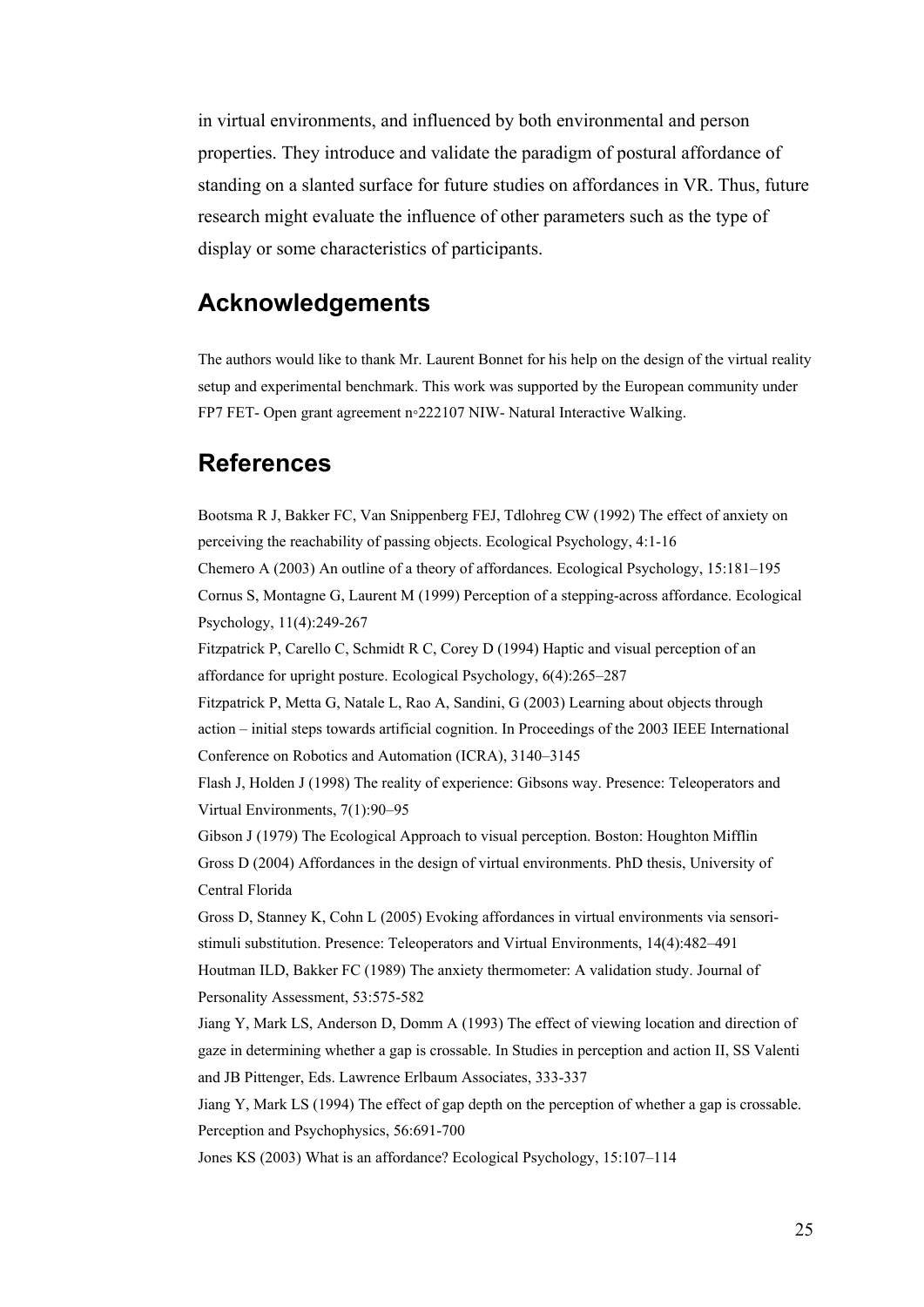in virtual environments, and influenced by both environmental and person properties. They introduce and validate the paradigm of postural affordance of standing on a slanted surface for future studies on affordances in VR. Thus, future research might evaluate the influence of other parameters such as the type of display or some characteristics of participants.

## Acknowledgements

The authors would like to thank Mr. Laurent Bonnet for his help on the design of the virtual reality setup and experimental benchmark. This work was supported by the European community under FP7 FET- Open grant agreement n◦222107 NIW- Natural Interactive Walking.

## References

Bootsma R J, Bakker FC, Van Snippenberg FEJ, Tdlohreg CW (1992) The effect of anxiety on perceiving the reachability of passing objects. Ecological Psychology, 4:1-16

Chemero A (2003) An outline of a theory of affordances. Ecological Psychology, 15:181–195

Cornus S, Montagne G, Laurent M (1999) Perception of a stepping-across affordance. Ecological Psychology, 11(4):249-267

Fitzpatrick P, Carello C, Schmidt R C, Corey D (1994) Haptic and visual perception of an affordance for upright posture. Ecological Psychology, 6(4):265–287

Fitzpatrick P, Metta G, Natale L, Rao A, Sandini, G (2003) Learning about objects through action – initial steps towards artificial cognition. In Proceedings of the 2003 IEEE International Conference on Robotics and Automation (ICRA), 3140–3145

Flash J, Holden J (1998) The reality of experience: Gibsons way. Presence: Teleoperators and Virtual Environments, 7(1):90–95

Gibson J (1979) The Ecological Approach to visual perception. Boston: Houghton Mifflin

Gross D (2004) Affordances in the design of virtual environments. PhD thesis, University of Central Florida

Gross D, Stanney K, Cohn L (2005) Evoking affordances in virtual environments via sensori-stimuli substitution. Presence: Teleoperators and Virtual Environments, 14(4):482–491

Houtman ILD, Bakker FC (1989) The anxiety thermometer: A validation study. Journal of Personality Assessment, 53:575-582

Jiang Y, Mark LS, Anderson D, Domm A (1993) The effect of viewing location and direction of gaze in determining whether a gap is crossable. In Studies in perception and action II, SS Valenti and JB Pittenger, Eds. Lawrence Erlbaum Associates, 333-337

Jiang Y, Mark LS (1994) The effect of gap depth on the perception of whether a gap is crossable. Perception and Psychophysics, 56:691-700

Jones KS (2003) What is an affordance? Ecological Psychology, 15:107–114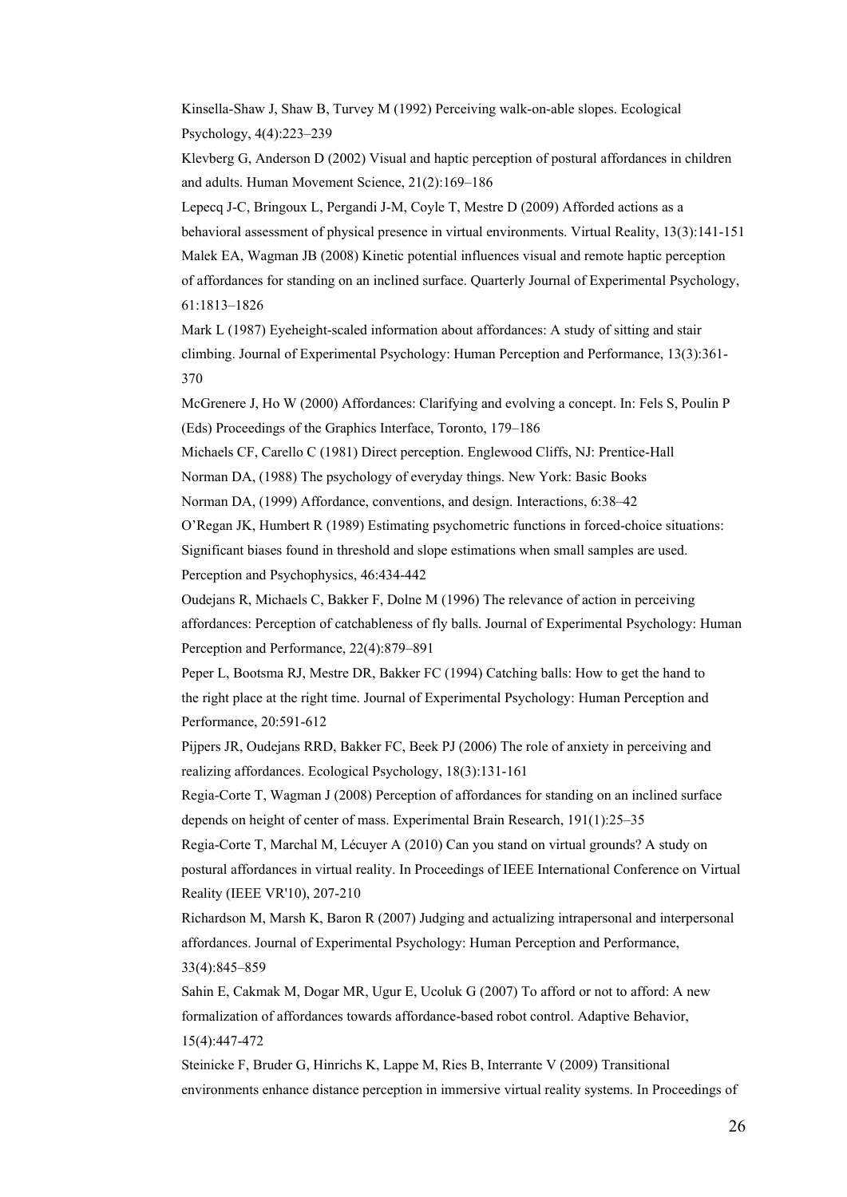Kinsella-Shaw J, Shaw B, Turvey M (1992) Perceiving walk-on-able slopes. Ecological Psychology, 4(4):223–239

Klevberg G, Anderson D (2002) Visual and haptic perception of postural affordances in children and adults. Human Movement Science, 21(2):169–186

Lepecq J-C, Bringoux L, Pergandi J-M, Coyle T, Mestre D (2009) Afforded actions as a behavioral assessment of physical presence in virtual environments. Virtual Reality, 13(3):141-151

Malek EA, Wagman JB (2008) Kinetic potential influences visual and remote haptic perception of affordances for standing on an inclined surface. Quarterly Journal of Experimental Psychology, 61:1813–1826

Mark L (1987) Eyeheight-scaled information about affordances: A study of sitting and stair climbing. Journal of Experimental Psychology: Human Perception and Performance, 13(3):361-370

McGrenere J, Ho W (2000) Affordances: Clarifying and evolving a concept. In: Fels S, Poulin P (Eds) Proceedings of the Graphics Interface, Toronto, 179–186

Michaels CF, Carello C (1981) Direct perception. Englewood Cliffs, NJ: Prentice-Hall

Norman DA, (1988) The psychology of everyday things. New York: Basic Books

Norman DA, (1999) Affordance, conventions, and design. Interactions, 6:38–42

O'Regan JK, Humbert R (1989) Estimating psychometric functions in forced-choice situations: Significant biases found in threshold and slope estimations when small samples are used. Perception and Psychophysics, 46:434-442

Oudejans R, Michaels C, Bakker F, Dolne M (1996) The relevance of action in perceiving affordances: Perception of catchableness of fly balls. Journal of Experimental Psychology: Human Perception and Performance, 22(4):879–891

Peper L, Bootsma RJ, Mestre DR, Bakker FC (1994) Catching balls: How to get the hand to the right place at the right time. Journal of Experimental Psychology: Human Perception and Performance, 20:591-612

Pijpers JR, Oudejans RRD, Bakker FC, Beek PJ (2006) The role of anxiety in perceiving and realizing affordances. Ecological Psychology, 18(3):131-161

Regia-Corte T, Wagman J (2008) Perception of affordances for standing on an inclined surface depends on height of center of mass. Experimental Brain Research, 191(1):25–35

Regia-Corte T, Marchal M, Lécuyer A (2010) Can you stand on virtual grounds? A study on postural affordances in virtual reality. In Proceedings of IEEE International Conference on Virtual Reality (IEEE VR'10), 207-210

Richardson M, Marsh K, Baron R (2007) Judging and actualizing intrapersonal and interpersonal affordances. Journal of Experimental Psychology: Human Perception and Performance, 33(4):845–859

Sahin E, Cakmak M, Dogar MR, Ugur E, Ucoluk G (2007) To afford or not to afford: A new formalization of affordances towards affordance-based robot control. Adaptive Behavior, 15(4):447-472

Steinicke F, Bruder G, Hinrichs K, Lappe M, Ries B, Interrante V (2009) Transitional environments enhance distance perception in immersive virtual reality systems. In Proceedings of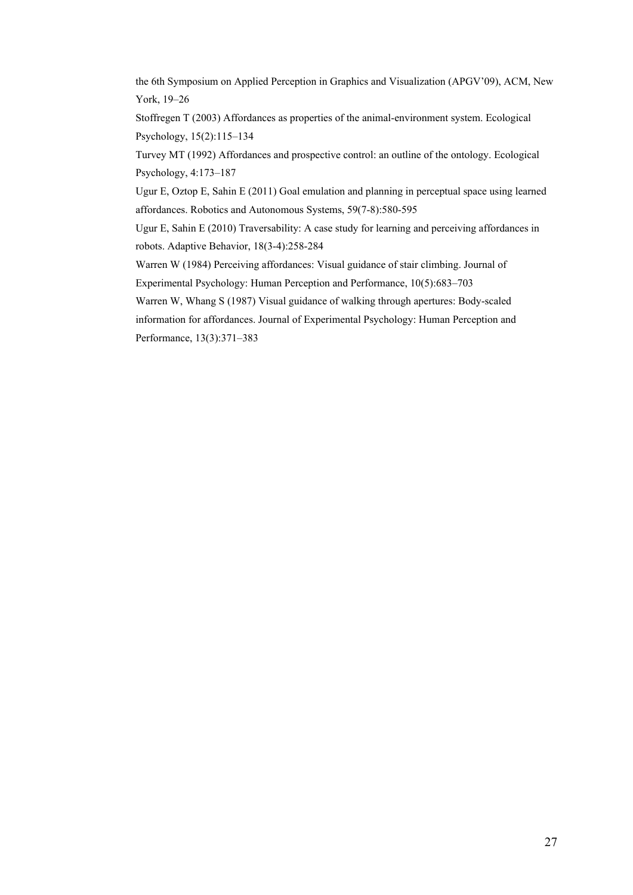the 6th Symposium on Applied Perception in Graphics and Visualization (APGV'09), ACM, New York, 19–26

Stoffregen T (2003) Affordances as properties of the animal-environment system. Ecological Psychology, 15(2):115–134

Turvey MT (1992) Affordances and prospective control: an outline of the ontology. Ecological Psychology, 4:173–187

Ugur E, Oztop E, Sahin E (2011) Goal emulation and planning in perceptual space using learned affordances. Robotics and Autonomous Systems, 59(7-8):580-595

Ugur E, Sahin E (2010) Traversability: A case study for learning and perceiving affordances in robots. Adaptive Behavior, 18(3-4):258-284

Warren W (1984) Perceiving affordances: Visual guidance of stair climbing. Journal of Experimental Psychology: Human Perception and Performance, 10(5):683–703

Warren W, Whang S (1987) Visual guidance of walking through apertures: Body-scaled information for affordances. Journal of Experimental Psychology: Human Perception and Performance, 13(3):371–383